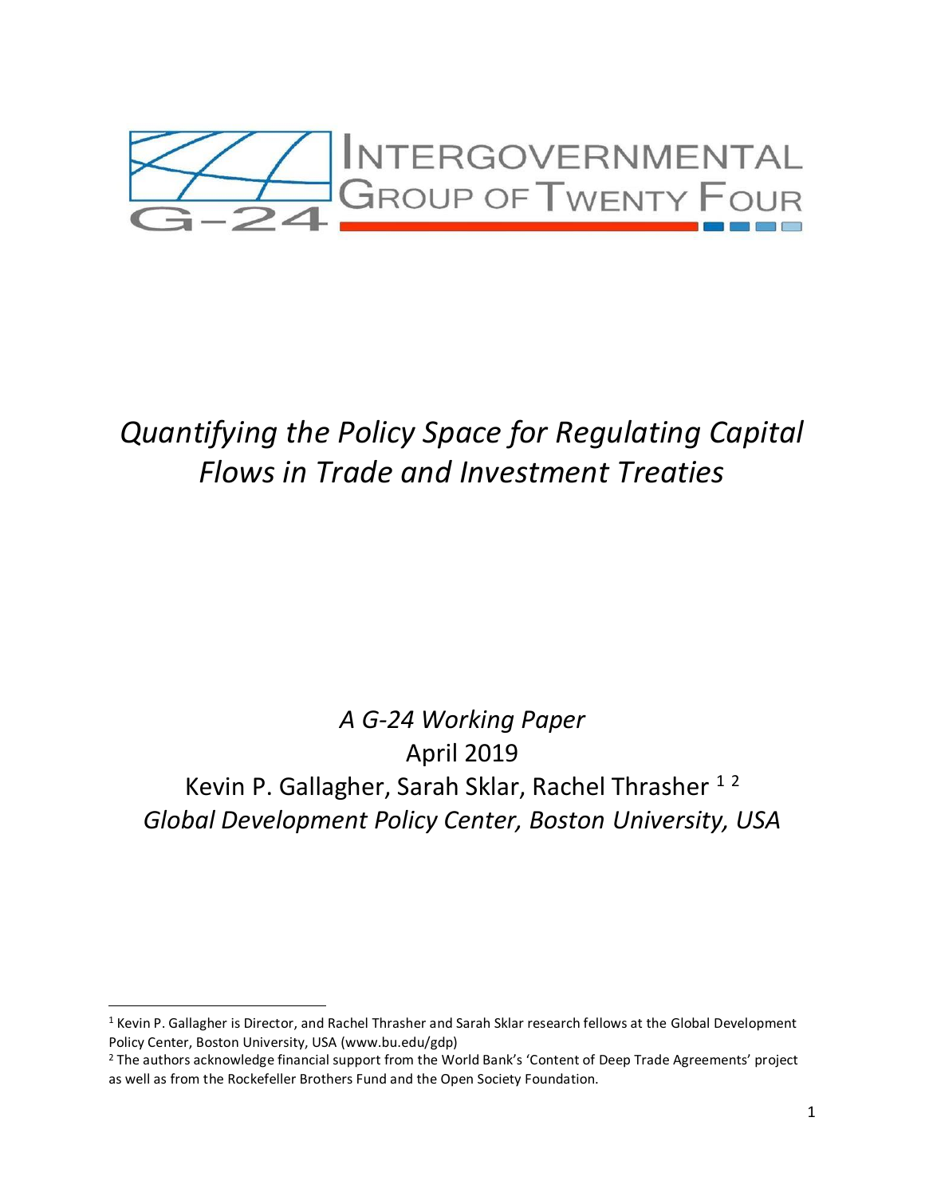INTERGOVERNMENTAL GROUP OF TWENTY FOUR

G-24

# *Quantifying the Policy Space for Regulating Capital Flows in Trade and Investment Treaties*

*A G-24 Working Paper*

April 2019

Kevin P. Gallagher, Sarah Sklar, Rachel Thrasher [1] [2]

*Global Development Policy Center, Boston University, USA*

---

[1] Kevin P. Gallagher is Director, and Rachel Thrasher and Sarah Sklar research fellows at the Global Development Policy Center, Boston University, USA (www.bu.edu/gdp)

[2] The authors acknowledge financial support from the World Bank's 'Content of Deep Trade Agreements' project as well as from the Rockefeller Brothers Fund and the Open Society Foundation.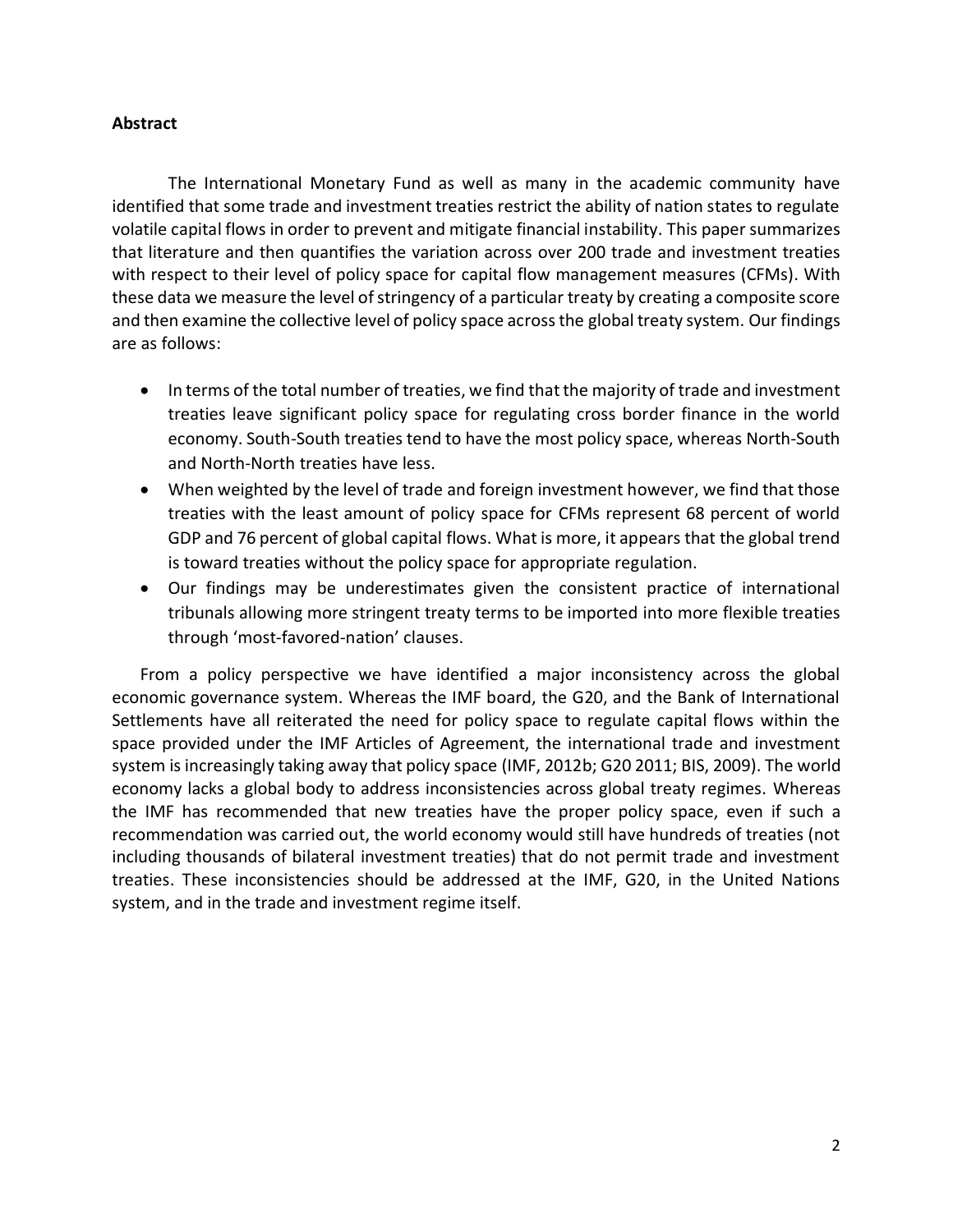**Abstract**

The International Monetary Fund as well as many in the academic community have identified that some trade and investment treaties restrict the ability of nation states to regulate volatile capital flows in order to prevent and mitigate financial instability. This paper summarizes that literature and then quantifies the variation across over 200 trade and investment treaties with respect to their level of policy space for capital flow management measures (CFMs). With these data we measure the level of stringency of a particular treaty by creating a composite score and then examine the collective level of policy space across the global treaty system. Our findings are as follows:

- In terms of the total number of treaties, we find that the majority of trade and investment treaties leave significant policy space for regulating cross border finance in the world economy. South-South treaties tend to have the most policy space, whereas North-South and North-North treaties have less.
- When weighted by the level of trade and foreign investment however, we find that those treaties with the least amount of policy space for CFMs represent 68 percent of world GDP and 76 percent of global capital flows. What is more, it appears that the global trend is toward treaties without the policy space for appropriate regulation.
- Our findings may be underestimates given the consistent practice of international tribunals allowing more stringent treaty terms to be imported into more flexible treaties through 'most-favored-nation' clauses.

From a policy perspective we have identified a major inconsistency across the global economic governance system. Whereas the IMF board, the G20, and the Bank of International Settlements have all reiterated the need for policy space to regulate capital flows within the space provided under the IMF Articles of Agreement, the international trade and investment system is increasingly taking away that policy space (IMF, 2012b; G20 2011; BIS, 2009). The world economy lacks a global body to address inconsistencies across global treaty regimes. Whereas the IMF has recommended that new treaties have the proper policy space, even if such a recommendation was carried out, the world economy would still have hundreds of treaties (not including thousands of bilateral investment treaties) that do not permit trade and investment treaties. These inconsistencies should be addressed at the IMF, G20, in the United Nations system, and in the trade and investment regime itself.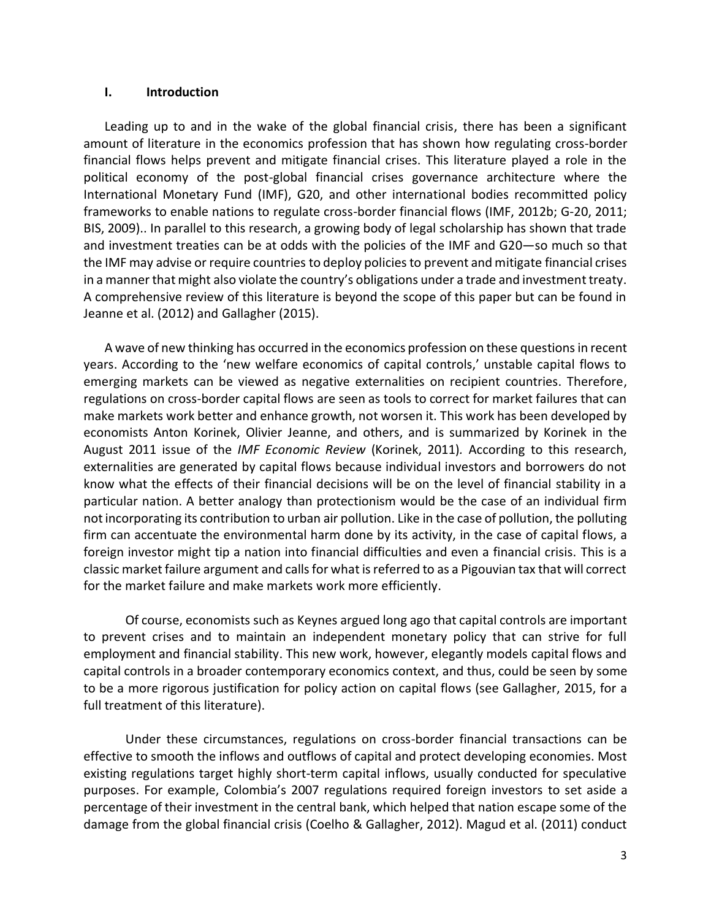## I. Introduction

Leading up to and in the wake of the global financial crisis, there has been a significant amount of literature in the economics profession that has shown how regulating cross-border financial flows helps prevent and mitigate financial crises. This literature played a role in the political economy of the post-global financial crises governance architecture where the International Monetary Fund (IMF), G20, and other international bodies recommitted policy frameworks to enable nations to regulate cross-border financial flows (IMF, 2012b; G-20, 2011; BIS, 2009).. In parallel to this research, a growing body of legal scholarship has shown that trade and investment treaties can be at odds with the policies of the IMF and G20—so much so that the IMF may advise or require countries to deploy policies to prevent and mitigate financial crises in a manner that might also violate the country's obligations under a trade and investment treaty. A comprehensive review of this literature is beyond the scope of this paper but can be found in Jeanne et al. (2012) and Gallagher (2015).

A wave of new thinking has occurred in the economics profession on these questions in recent years. According to the 'new welfare economics of capital controls,' unstable capital flows to emerging markets can be viewed as negative externalities on recipient countries. Therefore, regulations on cross-border capital flows are seen as tools to correct for market failures that can make markets work better and enhance growth, not worsen it. This work has been developed by economists Anton Korinek, Olivier Jeanne, and others, and is summarized by Korinek in the August 2011 issue of the *IMF Economic Review* (Korinek, 2011). According to this research, externalities are generated by capital flows because individual investors and borrowers do not know what the effects of their financial decisions will be on the level of financial stability in a particular nation. A better analogy than protectionism would be the case of an individual firm not incorporating its contribution to urban air pollution. Like in the case of pollution, the polluting firm can accentuate the environmental harm done by its activity, in the case of capital flows, a foreign investor might tip a nation into financial difficulties and even a financial crisis. This is a classic market failure argument and calls for what is referred to as a Pigouvian tax that will correct for the market failure and make markets work more efficiently.

Of course, economists such as Keynes argued long ago that capital controls are important to prevent crises and to maintain an independent monetary policy that can strive for full employment and financial stability. This new work, however, elegantly models capital flows and capital controls in a broader contemporary economics context, and thus, could be seen by some to be a more rigorous justification for policy action on capital flows (see Gallagher, 2015, for a full treatment of this literature).

Under these circumstances, regulations on cross-border financial transactions can be effective to smooth the inflows and outflows of capital and protect developing economies. Most existing regulations target highly short-term capital inflows, usually conducted for speculative purposes. For example, Colombia's 2007 regulations required foreign investors to set aside a percentage of their investment in the central bank, which helped that nation escape some of the damage from the global financial crisis (Coelho & Gallagher, 2012). Magud et al. (2011) conduct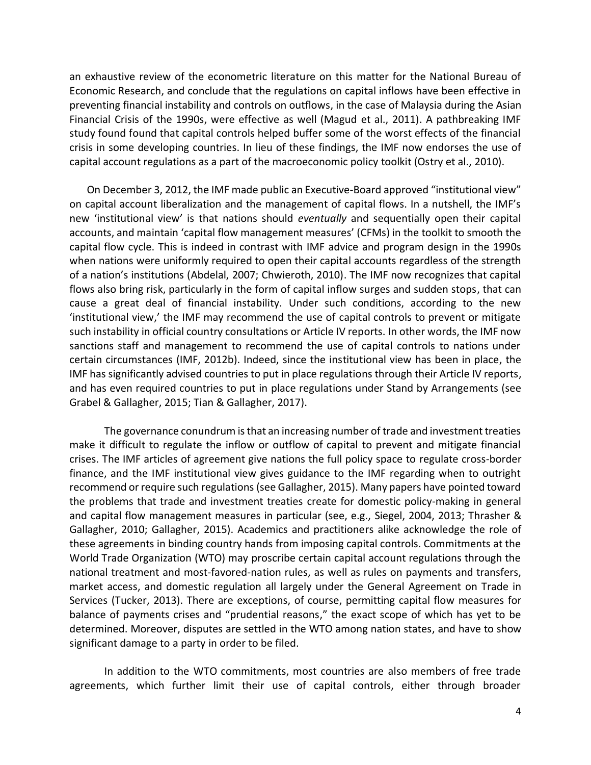an exhaustive review of the econometric literature on this matter for the National Bureau of Economic Research, and conclude that the regulations on capital inflows have been effective in preventing financial instability and controls on outflows, in the case of Malaysia during the Asian Financial Crisis of the 1990s, were effective as well (Magud et al., 2011). A pathbreaking IMF study found found that capital controls helped buffer some of the worst effects of the financial crisis in some developing countries. In lieu of these findings, the IMF now endorses the use of capital account regulations as a part of the macroeconomic policy toolkit (Ostry et al., 2010).

On December 3, 2012, the IMF made public an Executive-Board approved "institutional view" on capital account liberalization and the management of capital flows. In a nutshell, the IMF's new 'institutional view' is that nations should *eventually* and sequentially open their capital accounts, and maintain 'capital flow management measures' (CFMs) in the toolkit to smooth the capital flow cycle. This is indeed in contrast with IMF advice and program design in the 1990s when nations were uniformly required to open their capital accounts regardless of the strength of a nation's institutions (Abdelal, 2007; Chwieroth, 2010). The IMF now recognizes that capital flows also bring risk, particularly in the form of capital inflow surges and sudden stops, that can cause a great deal of financial instability. Under such conditions, according to the new 'institutional view,' the IMF may recommend the use of capital controls to prevent or mitigate such instability in official country consultations or Article IV reports. In other words, the IMF now sanctions staff and management to recommend the use of capital controls to nations under certain circumstances (IMF, 2012b). Indeed, since the institutional view has been in place, the IMF has significantly advised countries to put in place regulations through their Article IV reports, and has even required countries to put in place regulations under Stand by Arrangements (see Grabel & Gallagher, 2015; Tian & Gallagher, 2017).

The governance conundrum is that an increasing number of trade and investment treaties make it difficult to regulate the inflow or outflow of capital to prevent and mitigate financial crises. The IMF articles of agreement give nations the full policy space to regulate cross-border finance, and the IMF institutional view gives guidance to the IMF regarding when to outright recommend or require such regulations (see Gallagher, 2015). Many papers have pointed toward the problems that trade and investment treaties create for domestic policy-making in general and capital flow management measures in particular (see, e.g., Siegel, 2004, 2013; Thrasher & Gallagher, 2010; Gallagher, 2015). Academics and practitioners alike acknowledge the role of these agreements in binding country hands from imposing capital controls. Commitments at the World Trade Organization (WTO) may proscribe certain capital account regulations through the national treatment and most-favored-nation rules, as well as rules on payments and transfers, market access, and domestic regulation all largely under the General Agreement on Trade in Services (Tucker, 2013). There are exceptions, of course, permitting capital flow measures for balance of payments crises and "prudential reasons," the exact scope of which has yet to be determined. Moreover, disputes are settled in the WTO among nation states, and have to show significant damage to a party in order to be filed.

In addition to the WTO commitments, most countries are also members of free trade agreements, which further limit their use of capital controls, either through broader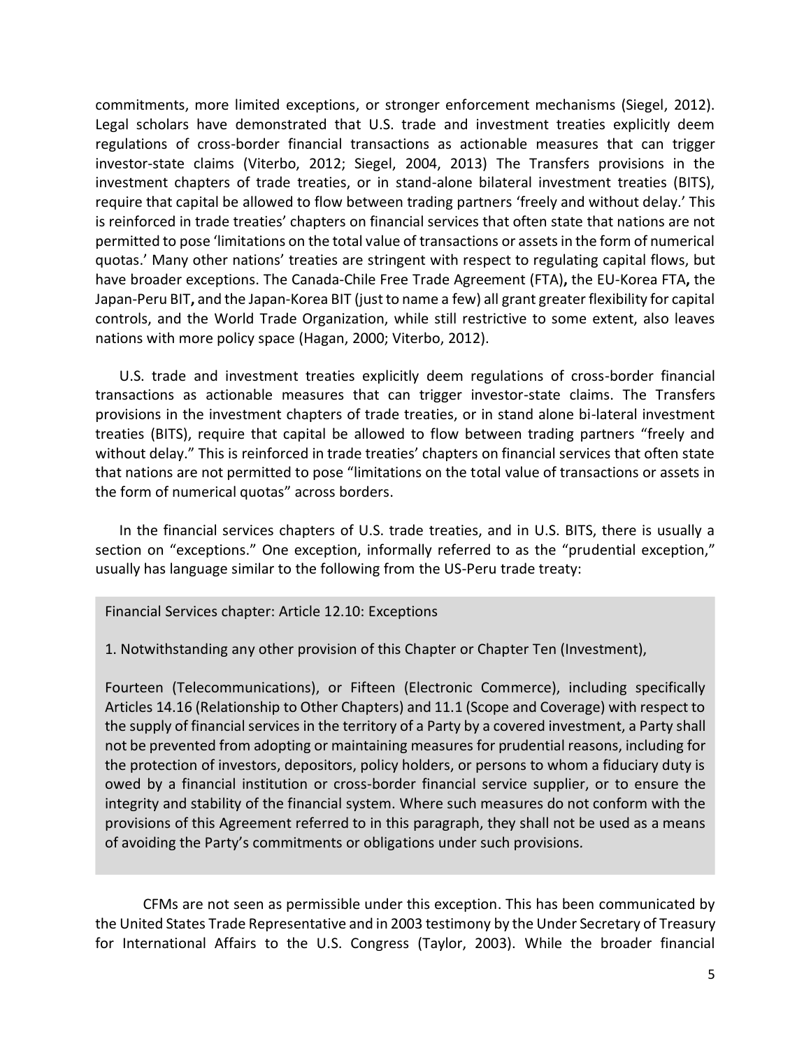commitments, more limited exceptions, or stronger enforcement mechanisms (Siegel, 2012). Legal scholars have demonstrated that U.S. trade and investment treaties explicitly deem regulations of cross-border financial transactions as actionable measures that can trigger investor-state claims (Viterbo, 2012; Siegel, 2004, 2013) The Transfers provisions in the investment chapters of trade treaties, or in stand-alone bilateral investment treaties (BITS), require that capital be allowed to flow between trading partners 'freely and without delay.' This is reinforced in trade treaties' chapters on financial services that often state that nations are not permitted to pose 'limitations on the total value of transactions or assets in the form of numerical quotas.' Many other nations' treaties are stringent with respect to regulating capital flows, but have broader exceptions. The Canada-Chile Free Trade Agreement (FTA)**,** the EU-Korea FTA**,** the Japan-Peru BIT**,** and the Japan-Korea BIT (just to name a few) all grant greater flexibility for capital controls, and the World Trade Organization, while still restrictive to some extent, also leaves nations with more policy space (Hagan, 2000; Viterbo, 2012).

U.S. trade and investment treaties explicitly deem regulations of cross-border financial transactions as actionable measures that can trigger investor-state claims. The Transfers provisions in the investment chapters of trade treaties, or in stand alone bi-lateral investment treaties (BITS), require that capital be allowed to flow between trading partners "freely and without delay." This is reinforced in trade treaties' chapters on financial services that often state that nations are not permitted to pose "limitations on the total value of transactions or assets in the form of numerical quotas" across borders.

In the financial services chapters of U.S. trade treaties, and in U.S. BITS, there is usually a section on "exceptions." One exception, informally referred to as the "prudential exception," usually has language similar to the following from the US-Peru trade treaty:

> Financial Services chapter: Article 12.10: Exceptions
>
> 1. Notwithstanding any other provision of this Chapter or Chapter Ten (Investment),
>
> Fourteen (Telecommunications), or Fifteen (Electronic Commerce), including specifically Articles 14.16 (Relationship to Other Chapters) and 11.1 (Scope and Coverage) with respect to the supply of financial services in the territory of a Party by a covered investment, a Party shall not be prevented from adopting or maintaining measures for prudential reasons, including for the protection of investors, depositors, policy holders, or persons to whom a fiduciary duty is owed by a financial institution or cross-border financial service supplier, or to ensure the integrity and stability of the financial system. Where such measures do not conform with the provisions of this Agreement referred to in this paragraph, they shall not be used as a means of avoiding the Party's commitments or obligations under such provisions.

CFMs are not seen as permissible under this exception. This has been communicated by the United States Trade Representative and in 2003 testimony by the Under Secretary of Treasury for International Affairs to the U.S. Congress (Taylor, 2003). While the broader financial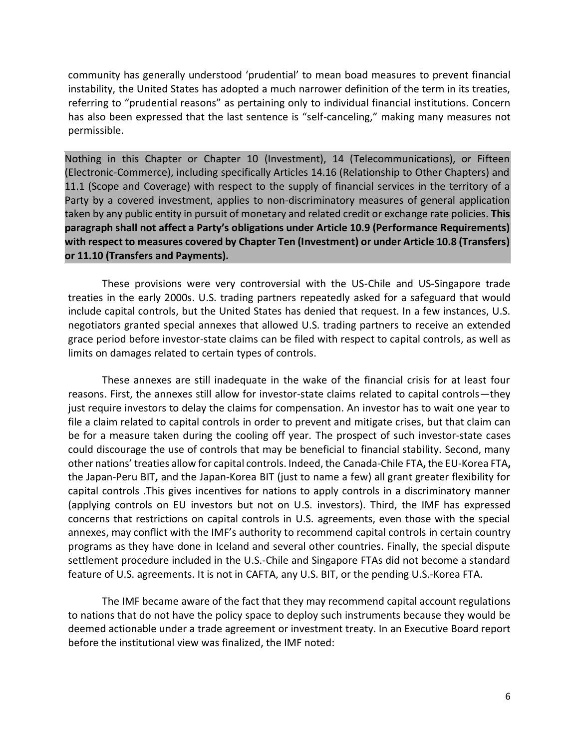community has generally understood 'prudential' to mean boad measures to prevent financial instability, the United States has adopted a much narrower definition of the term in its treaties, referring to "prudential reasons" as pertaining only to individual financial institutions. Concern has also been expressed that the last sentence is "self-canceling," making many measures not permissible.

Nothing in this Chapter or Chapter 10 (Investment), 14 (Telecommunications), or Fifteen (Electronic-Commerce), including specifically Articles 14.16 (Relationship to Other Chapters) and 11.1 (Scope and Coverage) with respect to the supply of financial services in the territory of a Party by a covered investment, applies to non-discriminatory measures of general application taken by any public entity in pursuit of monetary and related credit or exchange rate policies. **This paragraph shall not affect a Party's obligations under Article 10.9 (Performance Requirements) with respect to measures covered by Chapter Ten (Investment) or under Article 10.8 (Transfers) or 11.10 (Transfers and Payments).**

These provisions were very controversial with the US-Chile and US-Singapore trade treaties in the early 2000s. U.S. trading partners repeatedly asked for a safeguard that would include capital controls, but the United States has denied that request. In a few instances, U.S. negotiators granted special annexes that allowed U.S. trading partners to receive an extended grace period before investor-state claims can be filed with respect to capital controls, as well as limits on damages related to certain types of controls.

These annexes are still inadequate in the wake of the financial crisis for at least four reasons. First, the annexes still allow for investor-state claims related to capital controls—they just require investors to delay the claims for compensation. An investor has to wait one year to file a claim related to capital controls in order to prevent and mitigate crises, but that claim can be for a measure taken during the cooling off year. The prospect of such investor-state cases could discourage the use of controls that may be beneficial to financial stability. Second, many other nations' treaties allow for capital controls. Indeed, the Canada-Chile FTA**,** the EU-Korea FTA**,** the Japan-Peru BIT**,** and the Japan-Korea BIT (just to name a few) all grant greater flexibility for capital controls .This gives incentives for nations to apply controls in a discriminatory manner (applying controls on EU investors but not on U.S. investors). Third, the IMF has expressed concerns that restrictions on capital controls in U.S. agreements, even those with the special annexes, may conflict with the IMF's authority to recommend capital controls in certain country programs as they have done in Iceland and several other countries. Finally, the special dispute settlement procedure included in the U.S.-Chile and Singapore FTAs did not become a standard feature of U.S. agreements. It is not in CAFTA, any U.S. BIT, or the pending U.S.-Korea FTA.

The IMF became aware of the fact that they may recommend capital account regulations to nations that do not have the policy space to deploy such instruments because they would be deemed actionable under a trade agreement or investment treaty. In an Executive Board report before the institutional view was finalized, the IMF noted: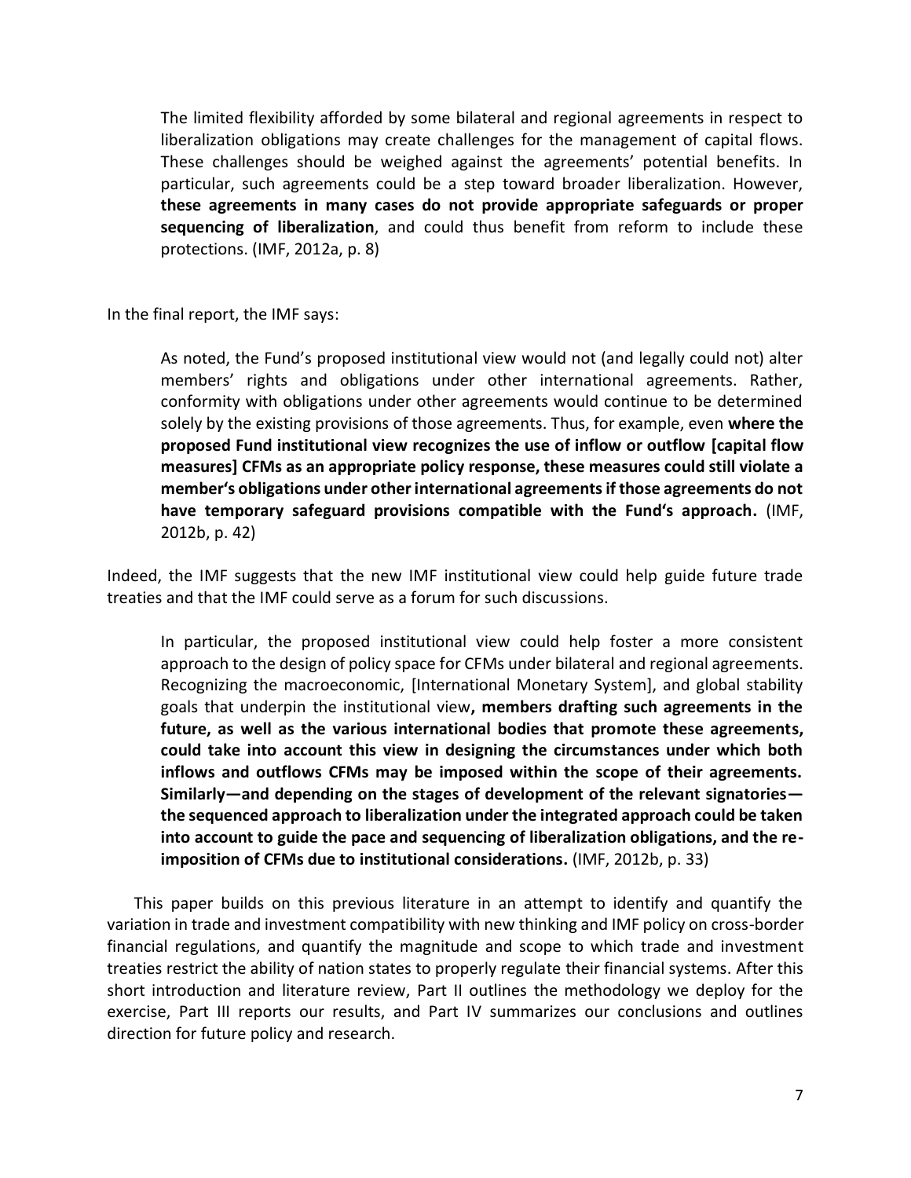> The limited flexibility afforded by some bilateral and regional agreements in respect to liberalization obligations may create challenges for the management of capital flows. These challenges should be weighed against the agreements' potential benefits. In particular, such agreements could be a step toward broader liberalization. However, **these agreements in many cases do not provide appropriate safeguards or proper sequencing of liberalization**, and could thus benefit from reform to include these protections. (IMF, 2012a, p. 8)

In the final report, the IMF says:

> As noted, the Fund's proposed institutional view would not (and legally could not) alter members' rights and obligations under other international agreements. Rather, conformity with obligations under other agreements would continue to be determined solely by the existing provisions of those agreements. Thus, for example, even **where the proposed Fund institutional view recognizes the use of inflow or outflow [capital flow measures] CFMs as an appropriate policy response, these measures could still violate a member's obligations under other international agreements if those agreements do not have temporary safeguard provisions compatible with the Fund's approach.** (IMF, 2012b, p. 42)

Indeed, the IMF suggests that the new IMF institutional view could help guide future trade treaties and that the IMF could serve as a forum for such discussions.

> In particular, the proposed institutional view could help foster a more consistent approach to the design of policy space for CFMs under bilateral and regional agreements. Recognizing the macroeconomic, [International Monetary System], and global stability goals that underpin the institutional view**, members drafting such agreements in the future, as well as the various international bodies that promote these agreements, could take into account this view in designing the circumstances under which both inflows and outflows CFMs may be imposed within the scope of their agreements. Similarly—and depending on the stages of development of the relevant signatories—the sequenced approach to liberalization under the integrated approach could be taken into account to guide the pace and sequencing of liberalization obligations, and the re-imposition of CFMs due to institutional considerations.** (IMF, 2012b, p. 33)

This paper builds on this previous literature in an attempt to identify and quantify the variation in trade and investment compatibility with new thinking and IMF policy on cross-border financial regulations, and quantify the magnitude and scope to which trade and investment treaties restrict the ability of nation states to properly regulate their financial systems. After this short introduction and literature review, Part II outlines the methodology we deploy for the exercise, Part III reports our results, and Part IV summarizes our conclusions and outlines direction for future policy and research.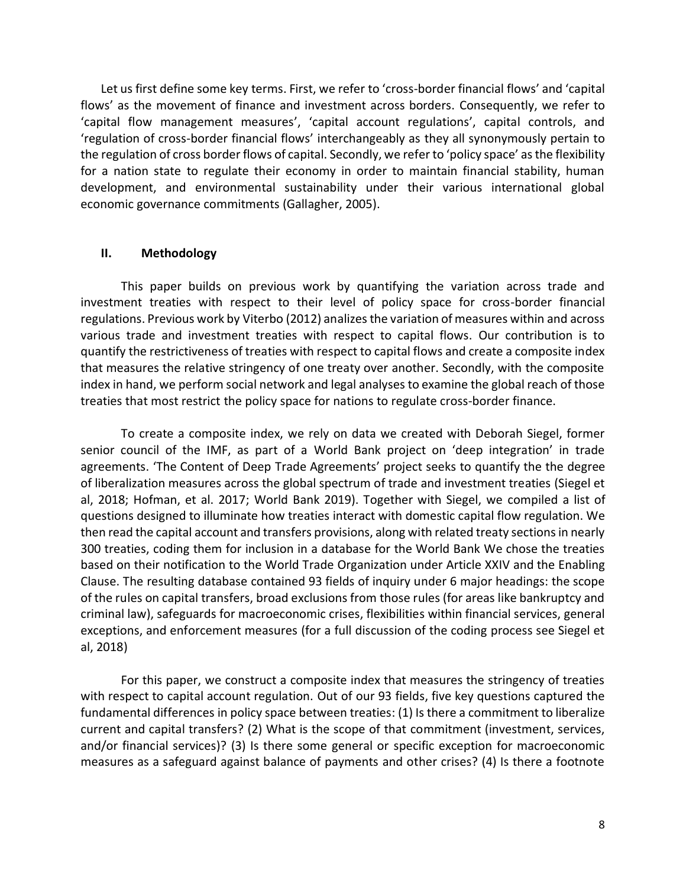Let us first define some key terms. First, we refer to 'cross-border financial flows' and 'capital flows' as the movement of finance and investment across borders. Consequently, we refer to 'capital flow management measures', 'capital account regulations', capital controls, and 'regulation of cross-border financial flows' interchangeably as they all synonymously pertain to the regulation of cross border flows of capital. Secondly, we refer to 'policy space' as the flexibility for a nation state to regulate their economy in order to maintain financial stability, human development, and environmental sustainability under their various international global economic governance commitments (Gallagher, 2005).

## II. Methodology

This paper builds on previous work by quantifying the variation across trade and investment treaties with respect to their level of policy space for cross-border financial regulations. Previous work by Viterbo (2012) analizes the variation of measures within and across various trade and investment treaties with respect to capital flows. Our contribution is to quantify the restrictiveness of treaties with respect to capital flows and create a composite index that measures the relative stringency of one treaty over another. Secondly, with the composite index in hand, we perform social network and legal analyses to examine the global reach of those treaties that most restrict the policy space for nations to regulate cross-border finance.

To create a composite index, we rely on data we created with Deborah Siegel, former senior council of the IMF, as part of a World Bank project on 'deep integration' in trade agreements. 'The Content of Deep Trade Agreements' project seeks to quantify the the degree of liberalization measures across the global spectrum of trade and investment treaties (Siegel et al, 2018; Hofman, et al. 2017; World Bank 2019). Together with Siegel, we compiled a list of questions designed to illuminate how treaties interact with domestic capital flow regulation. We then read the capital account and transfers provisions, along with related treaty sections in nearly 300 treaties, coding them for inclusion in a database for the World Bank We chose the treaties based on their notification to the World Trade Organization under Article XXIV and the Enabling Clause. The resulting database contained 93 fields of inquiry under 6 major headings: the scope of the rules on capital transfers, broad exclusions from those rules (for areas like bankruptcy and criminal law), safeguards for macroeconomic crises, flexibilities within financial services, general exceptions, and enforcement measures (for a full discussion of the coding process see Siegel et al, 2018)

For this paper, we construct a composite index that measures the stringency of treaties with respect to capital account regulation. Out of our 93 fields, five key questions captured the fundamental differences in policy space between treaties: (1) Is there a commitment to liberalize current and capital transfers? (2) What is the scope of that commitment (investment, services, and/or financial services)? (3) Is there some general or specific exception for macroeconomic measures as a safeguard against balance of payments and other crises? (4) Is there a footnote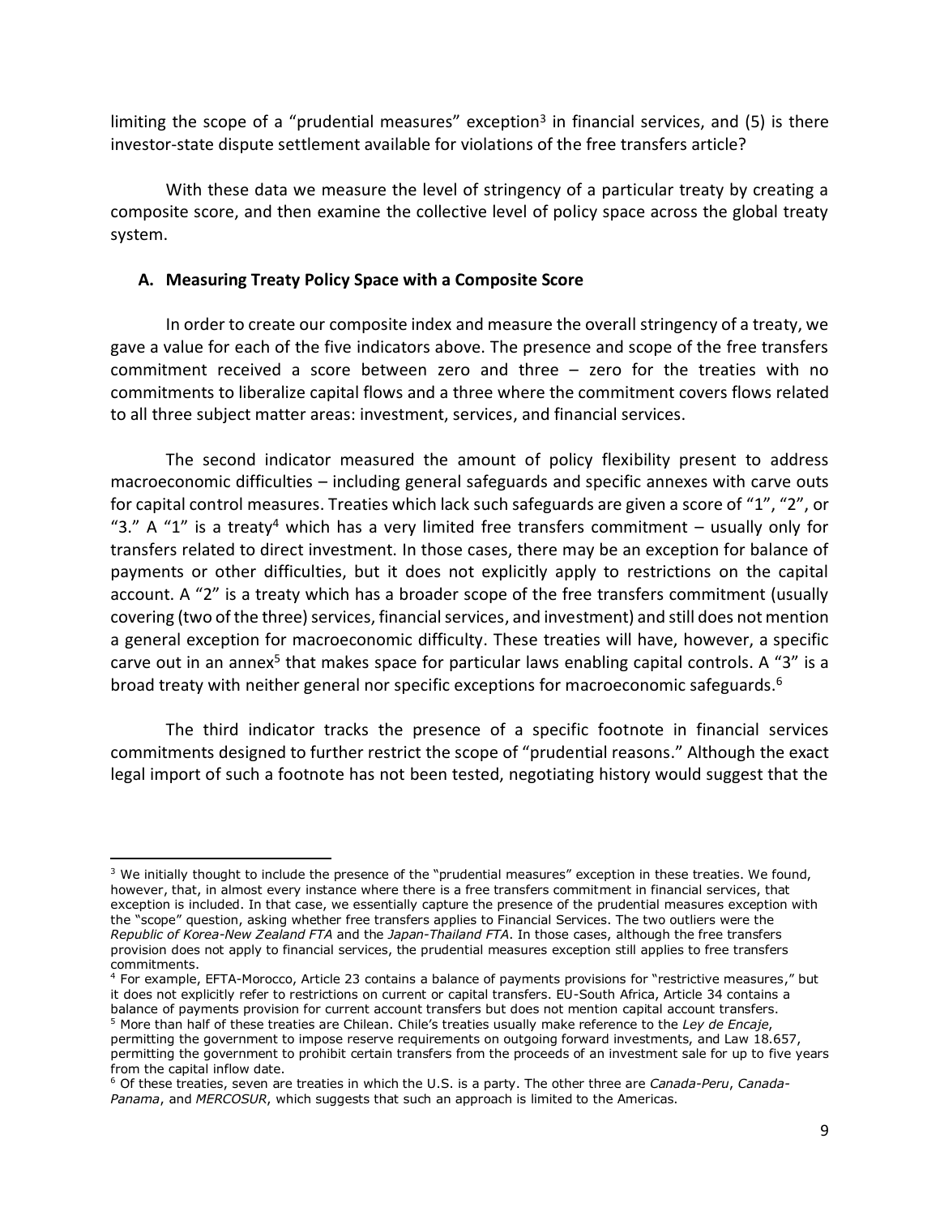limiting the scope of a "prudential measures" exception[3] in financial services, and (5) is there investor-state dispute settlement available for violations of the free transfers article?

With these data we measure the level of stringency of a particular treaty by creating a composite score, and then examine the collective level of policy space across the global treaty system.

### A. Measuring Treaty Policy Space with a Composite Score

In order to create our composite index and measure the overall stringency of a treaty, we gave a value for each of the five indicators above. The presence and scope of the free transfers commitment received a score between zero and three – zero for the treaties with no commitments to liberalize capital flows and a three where the commitment covers flows related to all three subject matter areas: investment, services, and financial services.

The second indicator measured the amount of policy flexibility present to address macroeconomic difficulties – including general safeguards and specific annexes with carve outs for capital control measures. Treaties which lack such safeguards are given a score of "1", "2", or "3." A "1" is a treaty[4] which has a very limited free transfers commitment – usually only for transfers related to direct investment. In those cases, there may be an exception for balance of payments or other difficulties, but it does not explicitly apply to restrictions on the capital account. A "2" is a treaty which has a broader scope of the free transfers commitment (usually covering (two of the three) services, financial services, and investment) and still does not mention a general exception for macroeconomic difficulty. These treaties will have, however, a specific carve out in an annex[5] that makes space for particular laws enabling capital controls. A "3" is a broad treaty with neither general nor specific exceptions for macroeconomic safeguards.[6]

The third indicator tracks the presence of a specific footnote in financial services commitments designed to further restrict the scope of "prudential reasons." Although the exact legal import of such a footnote has not been tested, negotiating history would suggest that the

---

[3] We initially thought to include the presence of the "prudential measures" exception in these treaties. We found, however, that, in almost every instance where there is a free transfers commitment in financial services, that exception is included. In that case, we essentially capture the presence of the prudential measures exception with the "scope" question, asking whether free transfers applies to Financial Services. The two outliers were the *Republic of Korea-New Zealand FTA* and the *Japan-Thailand FTA*. In those cases, although the free transfers provision does not apply to financial services, the prudential measures exception still applies to free transfers commitments.

[4] For example, EFTA-Morocco, Article 23 contains a balance of payments provisions for "restrictive measures," but it does not explicitly refer to restrictions on current or capital transfers. EU-South Africa, Article 34 contains a balance of payments provision for current account transfers but does not mention capital account transfers.

[5] More than half of these treaties are Chilean. Chile's treaties usually make reference to the *Ley de Encaje*, permitting the government to impose reserve requirements on outgoing forward investments, and Law 18.657, permitting the government to prohibit certain transfers from the proceeds of an investment sale for up to five years from the capital inflow date.

[6] Of these treaties, seven are treaties in which the U.S. is a party. The other three are *Canada-Peru*, *Canada-Panama*, and *MERCOSUR*, which suggests that such an approach is limited to the Americas.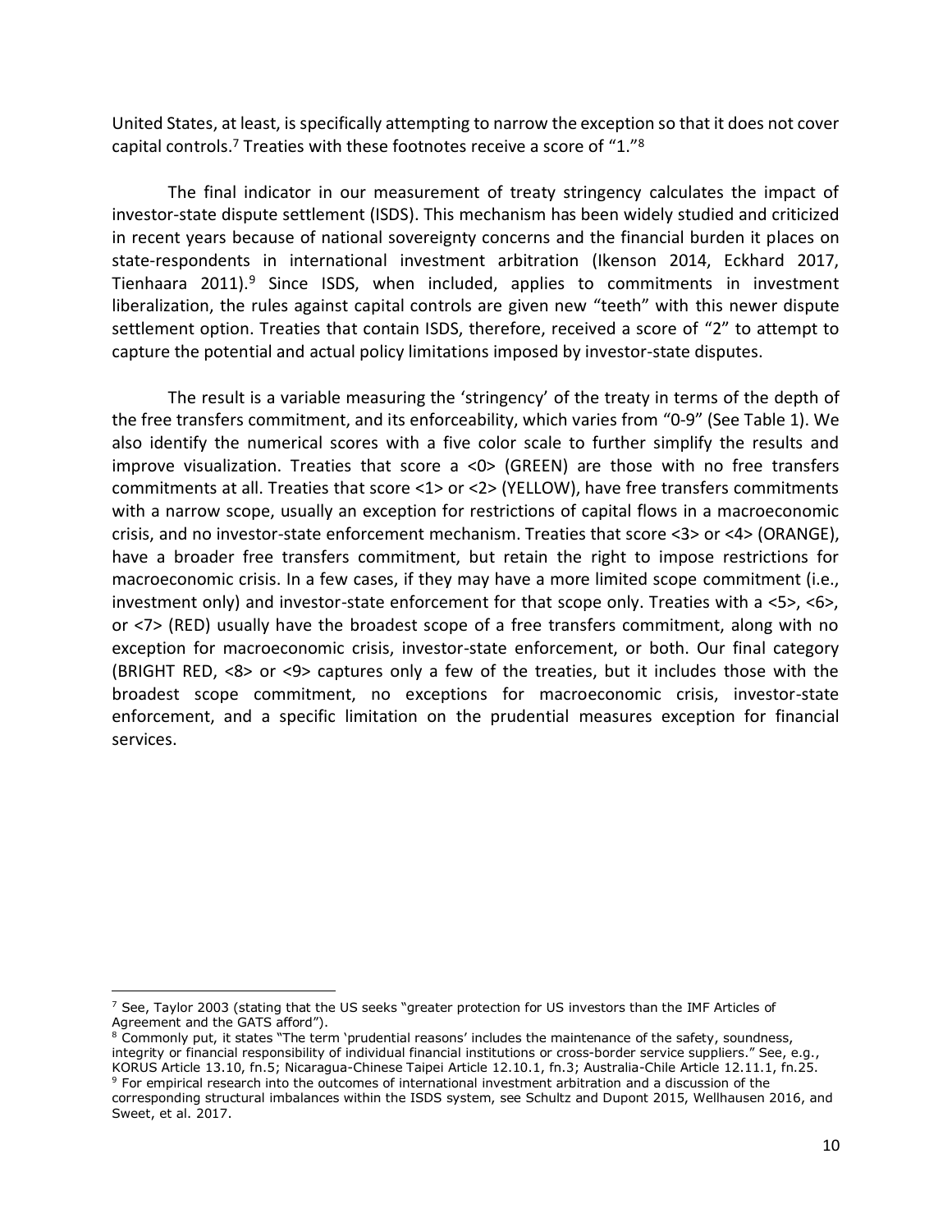United States, at least, is specifically attempting to narrow the exception so that it does not cover capital controls.[7] Treaties with these footnotes receive a score of "1."[8]

The final indicator in our measurement of treaty stringency calculates the impact of investor-state dispute settlement (ISDS). This mechanism has been widely studied and criticized in recent years because of national sovereignty concerns and the financial burden it places on state-respondents in international investment arbitration (Ikenson 2014, Eckhard 2017, Tienhaara 2011).[9] Since ISDS, when included, applies to commitments in investment liberalization, the rules against capital controls are given new "teeth" with this newer dispute settlement option. Treaties that contain ISDS, therefore, received a score of "2" to attempt to capture the potential and actual policy limitations imposed by investor-state disputes.

The result is a variable measuring the 'stringency' of the treaty in terms of the depth of the free transfers commitment, and its enforceability, which varies from "0-9" (See Table 1). We also identify the numerical scores with a five color scale to further simplify the results and improve visualization. Treaties that score a <0> (GREEN) are those with no free transfers commitments at all. Treaties that score <1> or <2> (YELLOW), have free transfers commitments with a narrow scope, usually an exception for restrictions of capital flows in a macroeconomic crisis, and no investor-state enforcement mechanism. Treaties that score <3> or <4> (ORANGE), have a broader free transfers commitment, but retain the right to impose restrictions for macroeconomic crisis. In a few cases, if they may have a more limited scope commitment (i.e., investment only) and investor-state enforcement for that scope only. Treaties with a <5>, <6>, or <7> (RED) usually have the broadest scope of a free transfers commitment, along with no exception for macroeconomic crisis, investor-state enforcement, or both. Our final category (BRIGHT RED, <8> or <9> captures only a few of the treaties, but it includes those with the broadest scope commitment, no exceptions for macroeconomic crisis, investor-state enforcement, and a specific limitation on the prudential measures exception for financial services.

---

[7] See, Taylor 2003 (stating that the US seeks "greater protection for US investors than the IMF Articles of Agreement and the GATS afford").

[8] Commonly put, it states "The term 'prudential reasons' includes the maintenance of the safety, soundness, integrity or financial responsibility of individual financial institutions or cross-border service suppliers." See, e.g., KORUS Article 13.10, fn.5; Nicaragua-Chinese Taipei Article 12.10.1, fn.3; Australia-Chile Article 12.11.1, fn.25.

[9] For empirical research into the outcomes of international investment arbitration and a discussion of the corresponding structural imbalances within the ISDS system, see Schultz and Dupont 2015, Wellhausen 2016, and Sweet, et al. 2017.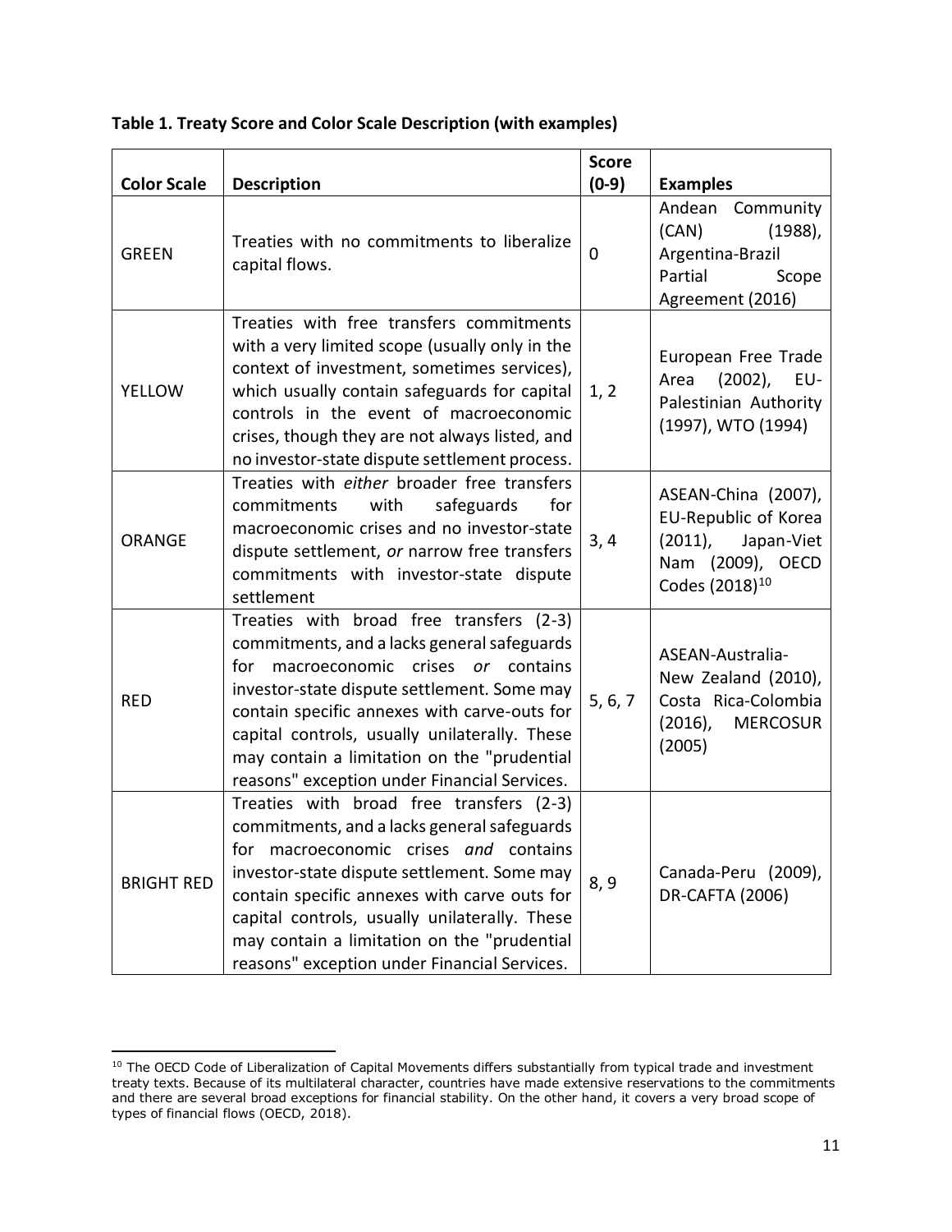**Table 1. Treaty Score and Color Scale Description (with examples)**

| Color Scale | Description | Score (0-9) | Examples |
|---|---|---|---|
| GREEN | Treaties with no commitments to liberalize capital flows. | 0 | Andean Community (CAN) (1988), Argentina-Brazil Partial Scope Agreement (2016) |
| YELLOW | Treaties with free transfers commitments with a very limited scope (usually only in the context of investment, sometimes services), which usually contain safeguards for capital controls in the event of macroeconomic crises, though they are not always listed, and no investor-state dispute settlement process. | 1, 2 | European Free Trade Area (2002), EU-Palestinian Authority (1997), WTO (1994) |
| ORANGE | Treaties with *either* broader free transfers commitments with safeguards for macroeconomic crises and no investor-state dispute settlement, *or* narrow free transfers commitments with investor-state dispute settlement | 3, 4 | ASEAN-China (2007), EU-Republic of Korea (2011), Japan-Viet Nam (2009), OECD Codes (2018)[10] |
| RED | Treaties with broad free transfers (2-3) commitments, and a lacks general safeguards for macroeconomic crises *or* contains investor-state dispute settlement. Some may contain specific annexes with carve-outs for capital controls, usually unilaterally. These may contain a limitation on the "prudential reasons" exception under Financial Services. | 5, 6, 7 | ASEAN-Australia-New Zealand (2010), Costa Rica-Colombia (2016), MERCOSUR (2005) |
| BRIGHT RED | Treaties with broad free transfers (2-3) commitments, and a lacks general safeguards for macroeconomic crises *and* contains investor-state dispute settlement. Some may contain specific annexes with carve outs for capital controls, usually unilaterally. These may contain a limitation on the "prudential reasons" exception under Financial Services. | 8, 9 | Canada-Peru (2009), DR-CAFTA (2006) |

[10] The OECD Code of Liberalization of Capital Movements differs substantially from typical trade and investment treaty texts. Because of its multilateral character, countries have made extensive reservations to the commitments and there are several broad exceptions for financial stability. On the other hand, it covers a very broad scope of types of financial flows (OECD, 2018).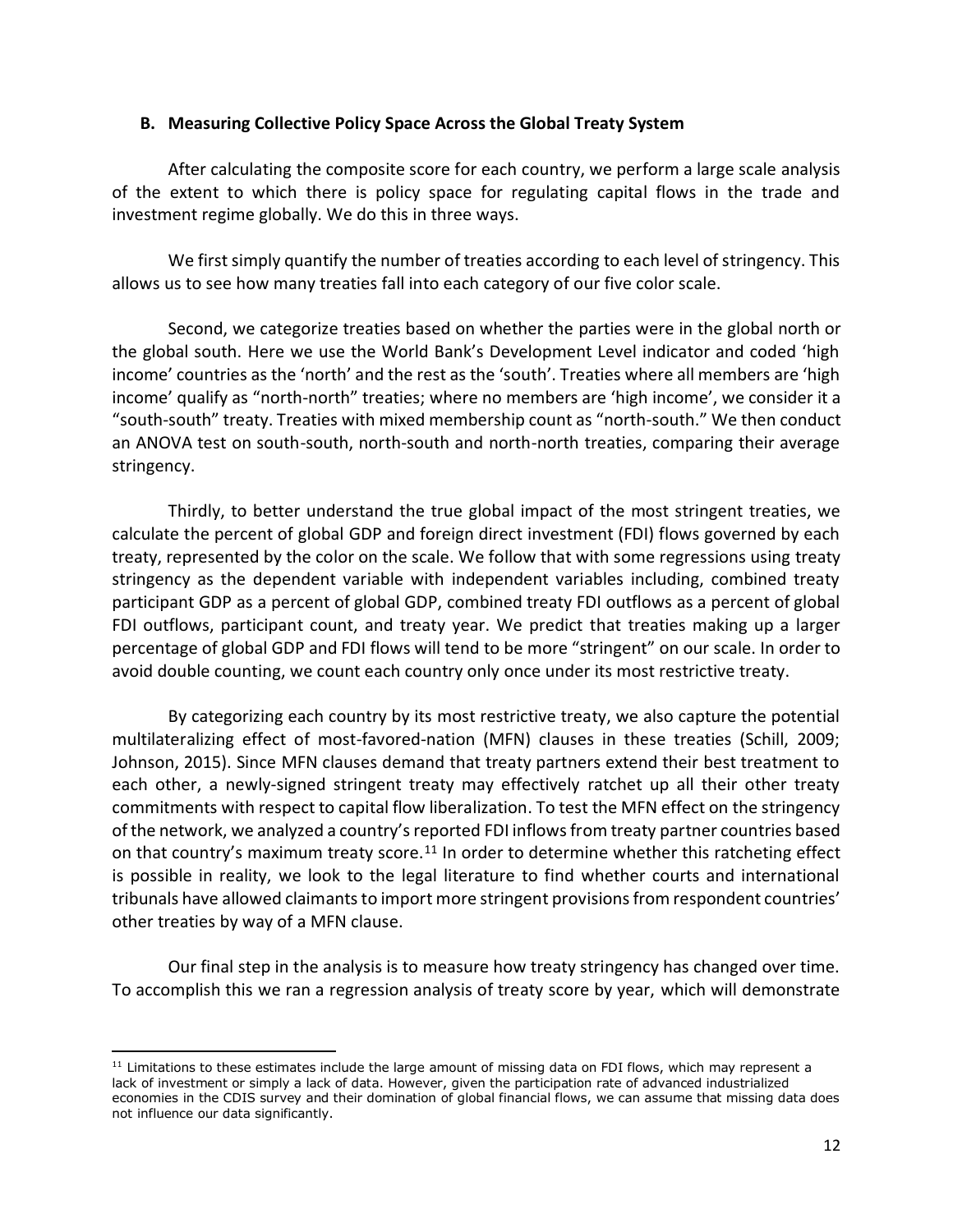### B. Measuring Collective Policy Space Across the Global Treaty System

After calculating the composite score for each country, we perform a large scale analysis of the extent to which there is policy space for regulating capital flows in the trade and investment regime globally. We do this in three ways.

We first simply quantify the number of treaties according to each level of stringency. This allows us to see how many treaties fall into each category of our five color scale.

Second, we categorize treaties based on whether the parties were in the global north or the global south. Here we use the World Bank's Development Level indicator and coded 'high income' countries as the 'north' and the rest as the 'south'. Treaties where all members are 'high income' qualify as "north-north" treaties; where no members are 'high income', we consider it a "south-south" treaty. Treaties with mixed membership count as "north-south." We then conduct an ANOVA test on south-south, north-south and north-north treaties, comparing their average stringency.

Thirdly, to better understand the true global impact of the most stringent treaties, we calculate the percent of global GDP and foreign direct investment (FDI) flows governed by each treaty, represented by the color on the scale. We follow that with some regressions using treaty stringency as the dependent variable with independent variables including, combined treaty participant GDP as a percent of global GDP, combined treaty FDI outflows as a percent of global FDI outflows, participant count, and treaty year. We predict that treaties making up a larger percentage of global GDP and FDI flows will tend to be more "stringent" on our scale. In order to avoid double counting, we count each country only once under its most restrictive treaty.

By categorizing each country by its most restrictive treaty, we also capture the potential multilateralizing effect of most-favored-nation (MFN) clauses in these treaties (Schill, 2009; Johnson, 2015). Since MFN clauses demand that treaty partners extend their best treatment to each other, a newly-signed stringent treaty may effectively ratchet up all their other treaty commitments with respect to capital flow liberalization. To test the MFN effect on the stringency of the network, we analyzed a country's reported FDI inflows from treaty partner countries based on that country's maximum treaty score.[11] In order to determine whether this ratcheting effect is possible in reality, we look to the legal literature to find whether courts and international tribunals have allowed claimants to import more stringent provisions from respondent countries' other treaties by way of a MFN clause.

Our final step in the analysis is to measure how treaty stringency has changed over time. To accomplish this we ran a regression analysis of treaty score by year, which will demonstrate

[11] Limitations to these estimates include the large amount of missing data on FDI flows, which may represent a lack of investment or simply a lack of data. However, given the participation rate of advanced industrialized economies in the CDIS survey and their domination of global financial flows, we can assume that missing data does not influence our data significantly.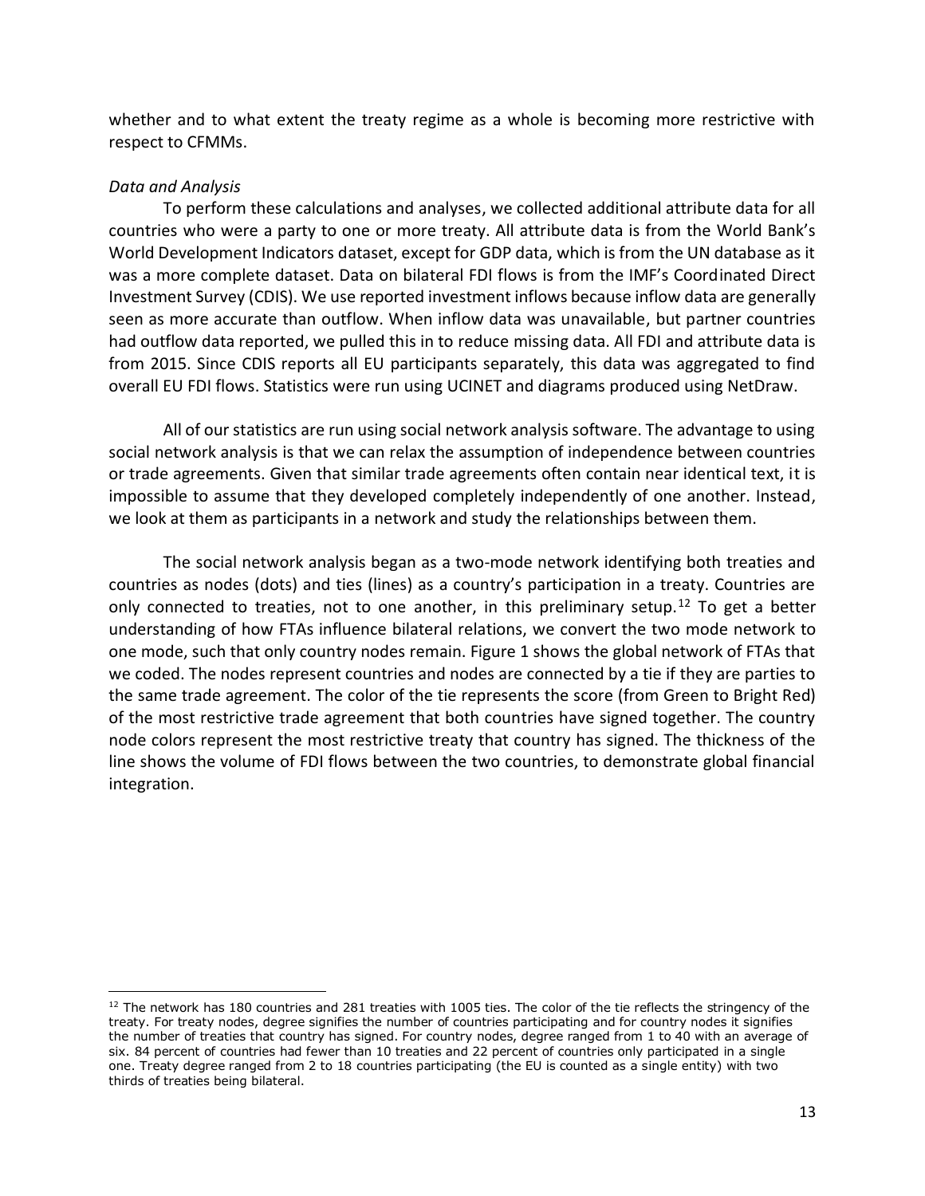whether and to what extent the treaty regime as a whole is becoming more restrictive with respect to CFMMs.

*Data and Analysis*

To perform these calculations and analyses, we collected additional attribute data for all countries who were a party to one or more treaty. All attribute data is from the World Bank's World Development Indicators dataset, except for GDP data, which is from the UN database as it was a more complete dataset. Data on bilateral FDI flows is from the IMF's Coordinated Direct Investment Survey (CDIS). We use reported investment inflows because inflow data are generally seen as more accurate than outflow. When inflow data was unavailable, but partner countries had outflow data reported, we pulled this in to reduce missing data. All FDI and attribute data is from 2015. Since CDIS reports all EU participants separately, this data was aggregated to find overall EU FDI flows. Statistics were run using UCINET and diagrams produced using NetDraw.

All of our statistics are run using social network analysis software. The advantage to using social network analysis is that we can relax the assumption of independence between countries or trade agreements. Given that similar trade agreements often contain near identical text, it is impossible to assume that they developed completely independently of one another. Instead, we look at them as participants in a network and study the relationships between them.

The social network analysis began as a two-mode network identifying both treaties and countries as nodes (dots) and ties (lines) as a country's participation in a treaty. Countries are only connected to treaties, not to one another, in this preliminary setup.[12] To get a better understanding of how FTAs influence bilateral relations, we convert the two mode network to one mode, such that only country nodes remain. Figure 1 shows the global network of FTAs that we coded. The nodes represent countries and nodes are connected by a tie if they are parties to the same trade agreement. The color of the tie represents the score (from Green to Bright Red) of the most restrictive trade agreement that both countries have signed together. The country node colors represent the most restrictive treaty that country has signed. The thickness of the line shows the volume of FDI flows between the two countries, to demonstrate global financial integration.

---

[12] The network has 180 countries and 281 treaties with 1005 ties. The color of the tie reflects the stringency of the treaty. For treaty nodes, degree signifies the number of countries participating and for country nodes it signifies the number of treaties that country has signed. For country nodes, degree ranged from 1 to 40 with an average of six. 84 percent of countries had fewer than 10 treaties and 22 percent of countries only participated in a single one. Treaty degree ranged from 2 to 18 countries participating (the EU is counted as a single entity) with two thirds of treaties being bilateral.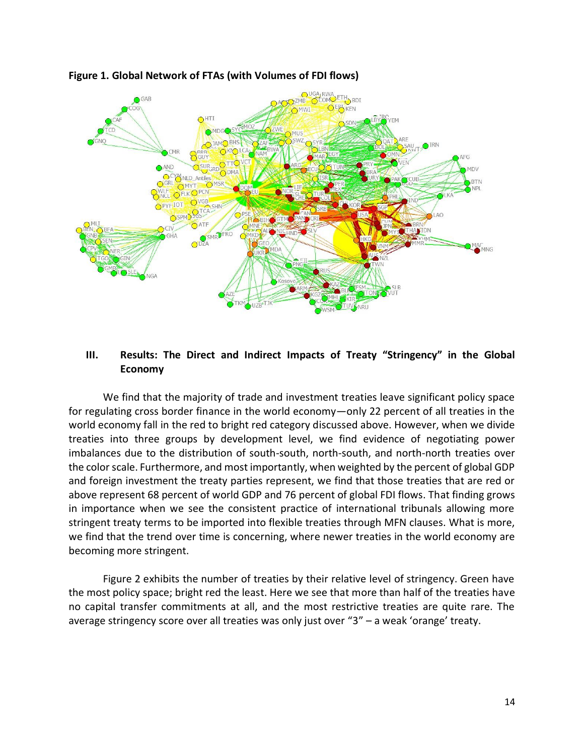**Figure 1. Global Network of FTAs (with Volumes of FDI flows)**

## III. Results: The Direct and Indirect Impacts of Treaty "Stringency" in the Global Economy

We find that the majority of trade and investment treaties leave significant policy space for regulating cross border finance in the world economy—only 22 percent of all treaties in the world economy fall in the red to bright red category discussed above. However, when we divide treaties into three groups by development level, we find evidence of negotiating power imbalances due to the distribution of south-south, north-south, and north-north treaties over the color scale. Furthermore, and most importantly, when weighted by the percent of global GDP and foreign investment the treaty parties represent, we find that those treaties that are red or above represent 68 percent of world GDP and 76 percent of global FDI flows. That finding grows in importance when we see the consistent practice of international tribunals allowing more stringent treaty terms to be imported into flexible treaties through MFN clauses. What is more, we find that the trend over time is concerning, where newer treaties in the world economy are becoming more stringent.

Figure 2 exhibits the number of treaties by their relative level of stringency. Green have the most policy space; bright red the least. Here we see that more than half of the treaties have no capital transfer commitments at all, and the most restrictive treaties are quite rare. The average stringency score over all treaties was only just over "3" – a weak 'orange' treaty.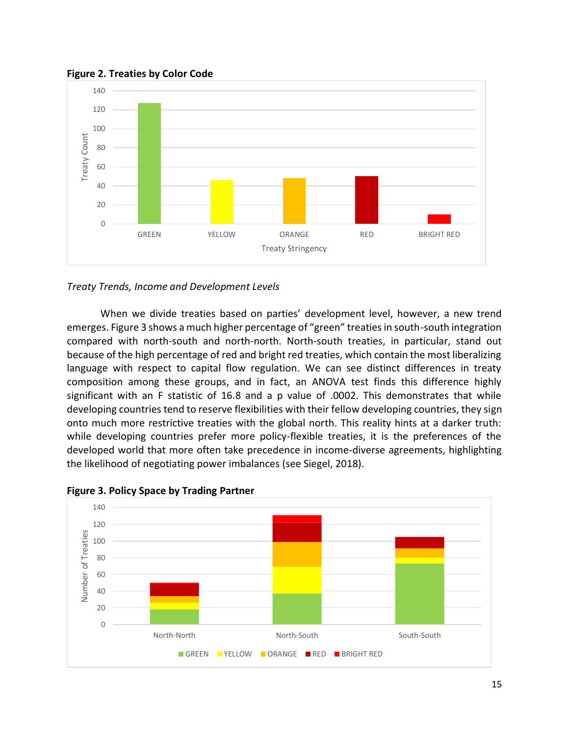**Figure 2. Treaties by Color Code**

*Treaty Trends, Income and Development Levels*

When we divide treaties based on parties' development level, however, a new trend emerges. Figure 3 shows a much higher percentage of "green" treaties in south-south integration compared with north-south and north-north. North-south treaties, in particular, stand out because of the high percentage of red and bright red treaties, which contain the most liberalizing language with respect to capital flow regulation. We can see distinct differences in treaty composition among these groups, and in fact, an ANOVA test finds this difference highly significant with an F statistic of 16.8 and a p value of .0002. This demonstrates that while developing countries tend to reserve flexibilities with their fellow developing countries, they sign onto much more restrictive treaties with the global north. This reality hints at a darker truth: while developing countries prefer more policy-flexible treaties, it is the preferences of the developed world that more often take precedence in income-diverse agreements, highlighting the likelihood of negotiating power imbalances (see Siegel, 2018).

**Figure 3. Policy Space by Trading Partner**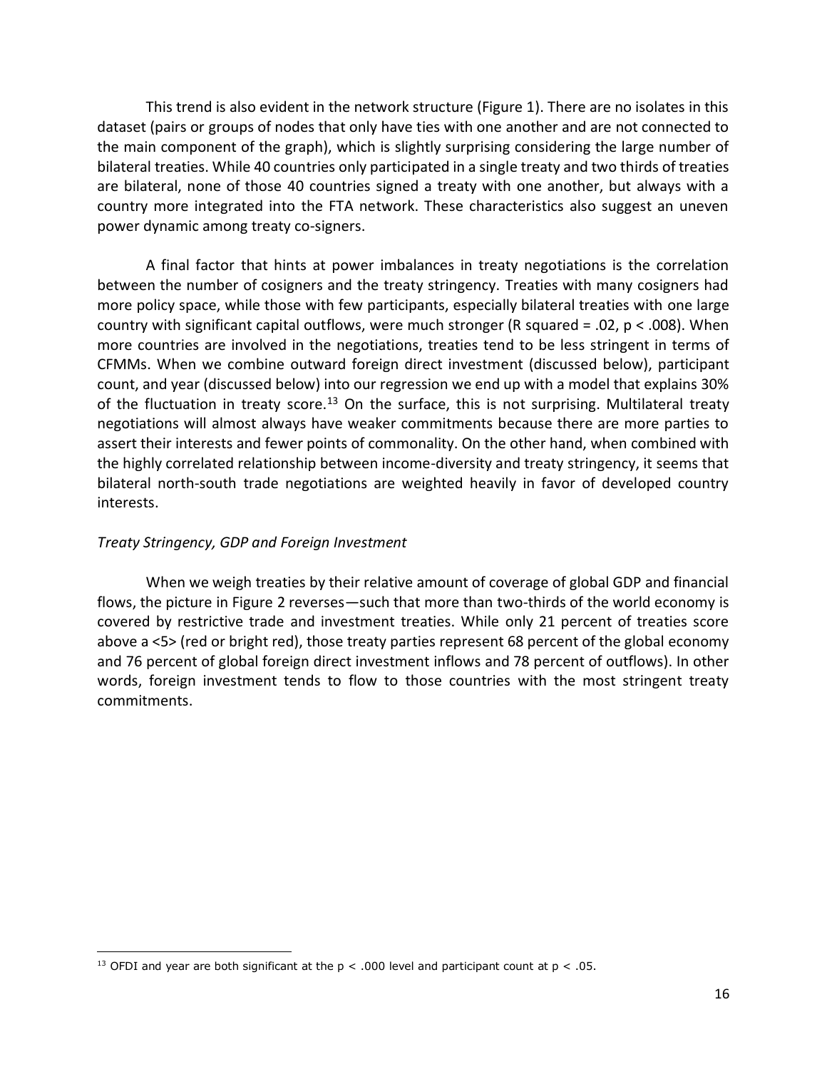This trend is also evident in the network structure (Figure 1). There are no isolates in this dataset (pairs or groups of nodes that only have ties with one another and are not connected to the main component of the graph), which is slightly surprising considering the large number of bilateral treaties. While 40 countries only participated in a single treaty and two thirds of treaties are bilateral, none of those 40 countries signed a treaty with one another, but always with a country more integrated into the FTA network. These characteristics also suggest an uneven power dynamic among treaty co-signers.

A final factor that hints at power imbalances in treaty negotiations is the correlation between the number of cosigners and the treaty stringency. Treaties with many cosigners had more policy space, while those with few participants, especially bilateral treaties with one large country with significant capital outflows, were much stronger (R squared = .02, $p < .008$). When more countries are involved in the negotiations, treaties tend to be less stringent in terms of CFMMs. When we combine outward foreign direct investment (discussed below), participant count, and year (discussed below) into our regression we end up with a model that explains 30% of the fluctuation in treaty score.[13] On the surface, this is not surprising. Multilateral treaty negotiations will almost always have weaker commitments because there are more parties to assert their interests and fewer points of commonality. On the other hand, when combined with the highly correlated relationship between income-diversity and treaty stringency, it seems that bilateral north-south trade negotiations are weighted heavily in favor of developed country interests.

### *Treaty Stringency, GDP and Foreign Investment*

When we weigh treaties by their relative amount of coverage of global GDP and financial flows, the picture in Figure 2 reverses—such that more than two-thirds of the world economy is covered by restrictive trade and investment treaties. While only 21 percent of treaties score above a <5> (red or bright red), those treaty parties represent 68 percent of the global economy and 76 percent of global foreign direct investment inflows and 78 percent of outflows). In other words, foreign investment tends to flow to those countries with the most stringent treaty commitments.

---

[13] OFDI and year are both significant at the $p < .000$ level and participant count at $p < .05$.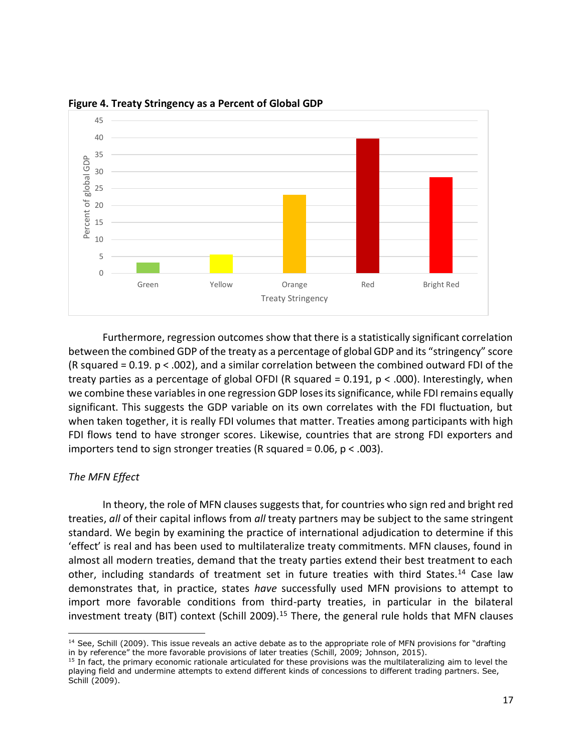**Figure 4. Treaty Stringency as a Percent of Global GDP**

Furthermore, regression outcomes show that there is a statistically significant correlation between the combined GDP of the treaty as a percentage of global GDP and its "stringency" score (R squared = 0.19. $p < .002$), and a similar correlation between the combined outward FDI of the treaty parties as a percentage of global OFDI (R squared = 0.191, $p < .000$). Interestingly, when we combine these variables in one regression GDP loses its significance, while FDI remains equally significant. This suggests the GDP variable on its own correlates with the FDI fluctuation, but when taken together, it is really FDI volumes that matter. Treaties among participants with high FDI flows tend to have stronger scores. Likewise, countries that are strong FDI exporters and importers tend to sign stronger treaties (R squared = 0.06, $p < .003$).

*The MFN Effect*

In theory, the role of MFN clauses suggests that, for countries who sign red and bright red treaties, *all* of their capital inflows from *all* treaty partners may be subject to the same stringent standard. We begin by examining the practice of international adjudication to determine if this 'effect' is real and has been used to multilateralize treaty commitments. MFN clauses, found in almost all modern treaties, demand that the treaty parties extend their best treatment to each other, including standards of treatment set in future treaties with third States.[14] Case law demonstrates that, in practice, states *have* successfully used MFN provisions to attempt to import more favorable conditions from third-party treaties, in particular in the bilateral investment treaty (BIT) context (Schill 2009).[15] There, the general rule holds that MFN clauses

[14] See, Schill (2009). This issue reveals an active debate as to the appropriate role of MFN provisions for "drafting in by reference" the more favorable provisions of later treaties (Schill, 2009; Johnson, 2015).

[15] In fact, the primary economic rationale articulated for these provisions was the multilateralizing aim to level the playing field and undermine attempts to extend different kinds of concessions to different trading partners. See, Schill (2009).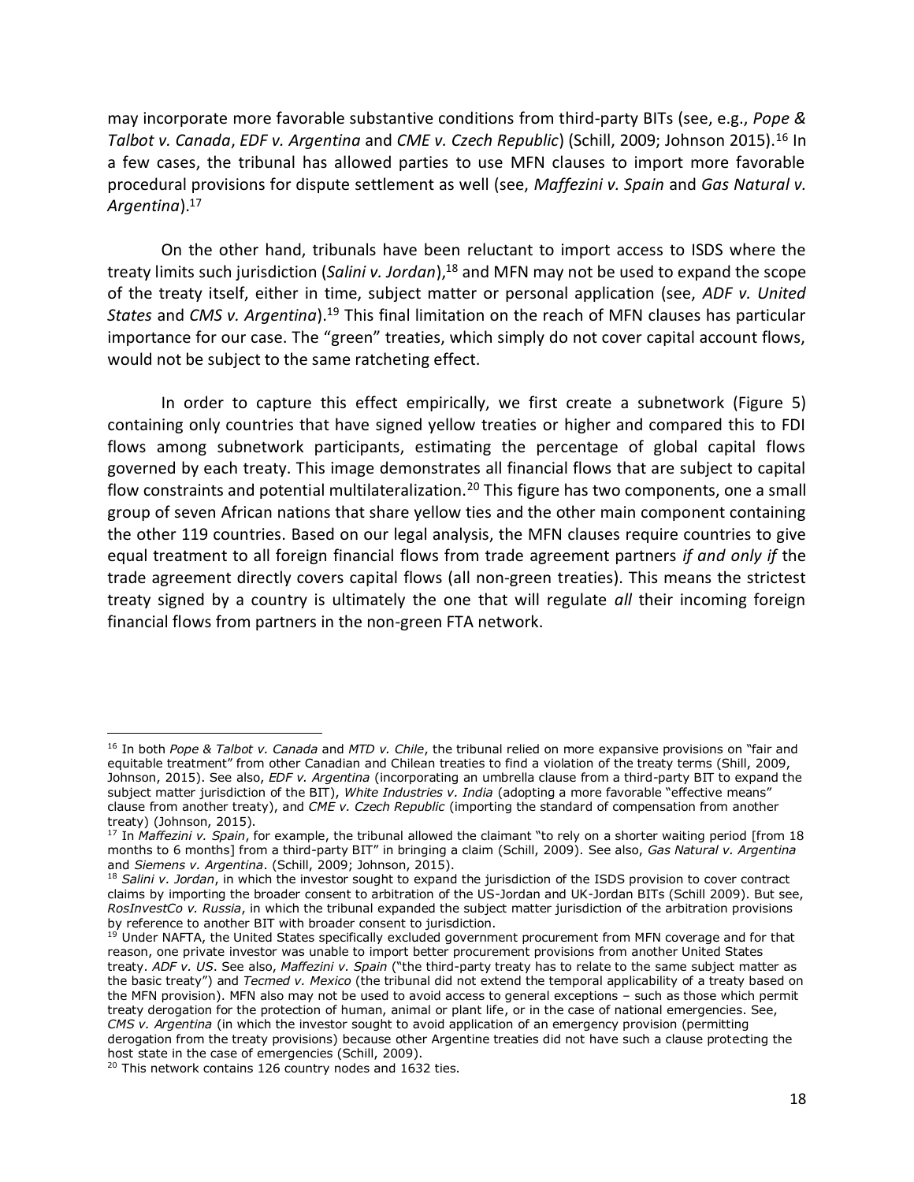may incorporate more favorable substantive conditions from third-party BITs (see, e.g., *Pope & Talbot v. Canada*, *EDF v. Argentina* and *CME v. Czech Republic*) (Schill, 2009; Johnson 2015).[16] In a few cases, the tribunal has allowed parties to use MFN clauses to import more favorable procedural provisions for dispute settlement as well (see, *Maffezini v. Spain* and *Gas Natural v. Argentina*).[17]

On the other hand, tribunals have been reluctant to import access to ISDS where the treaty limits such jurisdiction (*Salini v. Jordan*),[18] and MFN may not be used to expand the scope of the treaty itself, either in time, subject matter or personal application (see, *ADF v. United States* and *CMS v. Argentina*).[19] This final limitation on the reach of MFN clauses has particular importance for our case. The "green" treaties, which simply do not cover capital account flows, would not be subject to the same ratcheting effect.

In order to capture this effect empirically, we first create a subnetwork (Figure 5) containing only countries that have signed yellow treaties or higher and compared this to FDI flows among subnetwork participants, estimating the percentage of global capital flows governed by each treaty. This image demonstrates all financial flows that are subject to capital flow constraints and potential multilateralization.[20] This figure has two components, one a small group of seven African nations that share yellow ties and the other main component containing the other 119 countries. Based on our legal analysis, the MFN clauses require countries to give equal treatment to all foreign financial flows from trade agreement partners *if and only if* the trade agreement directly covers capital flows (all non-green treaties). This means the strictest treaty signed by a country is ultimately the one that will regulate *all* their incoming foreign financial flows from partners in the non-green FTA network.

---

[16] In both *Pope & Talbot v. Canada* and *MTD v. Chile*, the tribunal relied on more expansive provisions on "fair and equitable treatment" from other Canadian and Chilean treaties to find a violation of the treaty terms (Shill, 2009, Johnson, 2015). See also, *EDF v. Argentina* (incorporating an umbrella clause from a third-party BIT to expand the subject matter jurisdiction of the BIT), *White Industries v. India* (adopting a more favorable "effective means" clause from another treaty), and *CME v. Czech Republic* (importing the standard of compensation from another treaty) (Johnson, 2015).

[17] In *Maffezini v. Spain*, for example, the tribunal allowed the claimant "to rely on a shorter waiting period [from 18 months to 6 months] from a third-party BIT" in bringing a claim (Schill, 2009). See also, *Gas Natural v. Argentina* and *Siemens v. Argentina*. (Schill, 2009; Johnson, 2015).

[18] *Salini v. Jordan*, in which the investor sought to expand the jurisdiction of the ISDS provision to cover contract claims by importing the broader consent to arbitration of the US-Jordan and UK-Jordan BITs (Schill 2009). But see, *RosInvestCo v. Russia*, in which the tribunal expanded the subject matter jurisdiction of the arbitration provisions by reference to another BIT with broader consent to jurisdiction.

[19] Under NAFTA, the United States specifically excluded government procurement from MFN coverage and for that reason, one private investor was unable to import better procurement provisions from another United States treaty. *ADF v. US*. See also, *Maffezini v. Spain* ("the third-party treaty has to relate to the same subject matter as the basic treaty") and *Tecmed v. Mexico* (the tribunal did not extend the temporal applicability of a treaty based on the MFN provision). MFN also may not be used to avoid access to general exceptions – such as those which permit treaty derogation for the protection of human, animal or plant life, or in the case of national emergencies. See, *CMS v. Argentina* (in which the investor sought to avoid application of an emergency provision (permitting derogation from the treaty provisions) because other Argentine treaties did not have such a clause protecting the host state in the case of emergencies (Schill, 2009).

[20] This network contains 126 country nodes and 1632 ties.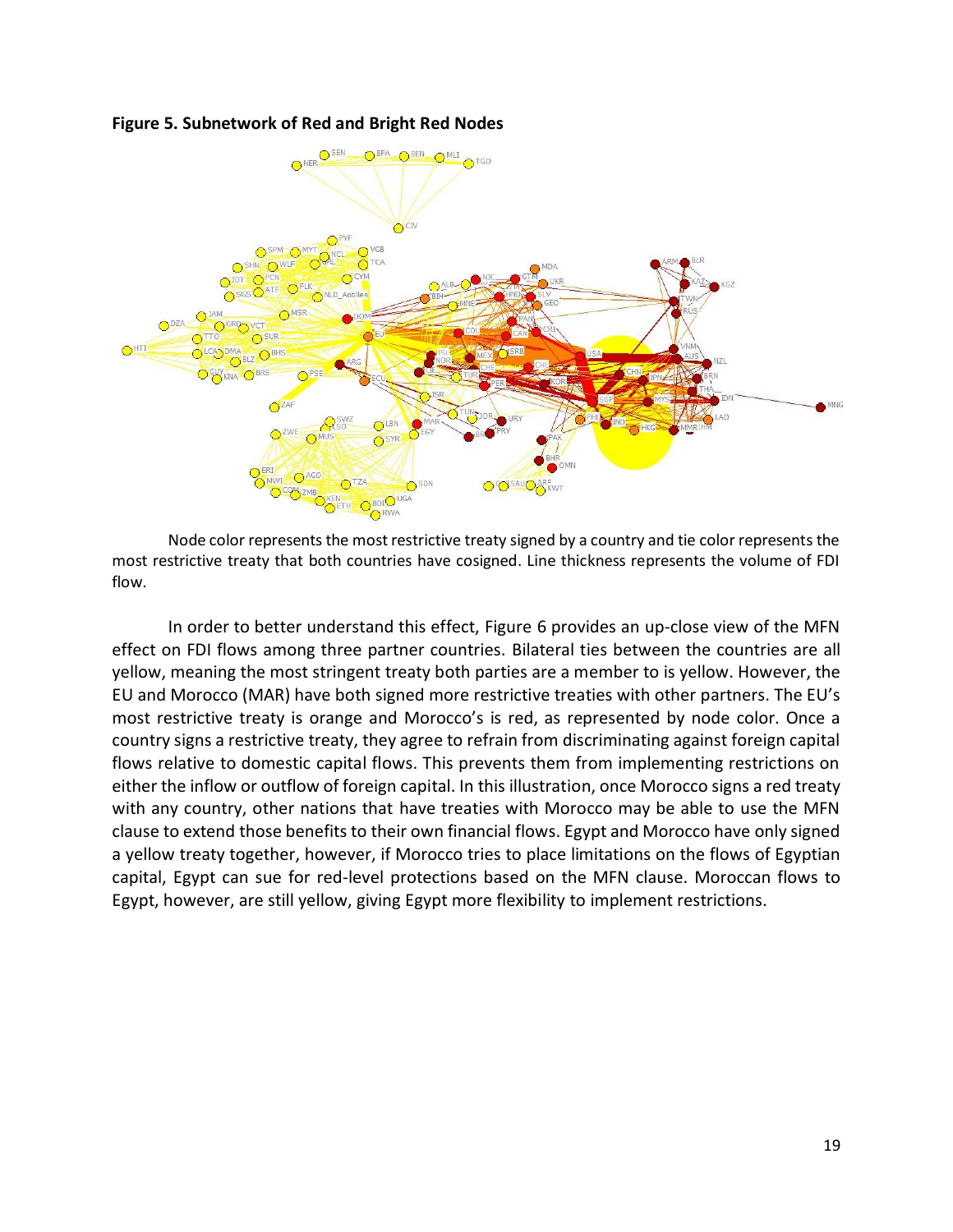**Figure 5. Subnetwork of Red and Bright Red Nodes**

Node color represents the most restrictive treaty signed by a country and tie color represents the most restrictive treaty that both countries have cosigned. Line thickness represents the volume of FDI flow.

In order to better understand this effect, Figure 6 provides an up-close view of the MFN effect on FDI flows among three partner countries. Bilateral ties between the countries are all yellow, meaning the most stringent treaty both parties are a member to is yellow. However, the EU and Morocco (MAR) have both signed more restrictive treaties with other partners. The EU's most restrictive treaty is orange and Morocco's is red, as represented by node color. Once a country signs a restrictive treaty, they agree to refrain from discriminating against foreign capital flows relative to domestic capital flows. This prevents them from implementing restrictions on either the inflow or outflow of foreign capital. In this illustration, once Morocco signs a red treaty with any country, other nations that have treaties with Morocco may be able to use the MFN clause to extend those benefits to their own financial flows. Egypt and Morocco have only signed a yellow treaty together, however, if Morocco tries to place limitations on the flows of Egyptian capital, Egypt can sue for red-level protections based on the MFN clause. Moroccan flows to Egypt, however, are still yellow, giving Egypt more flexibility to implement restrictions.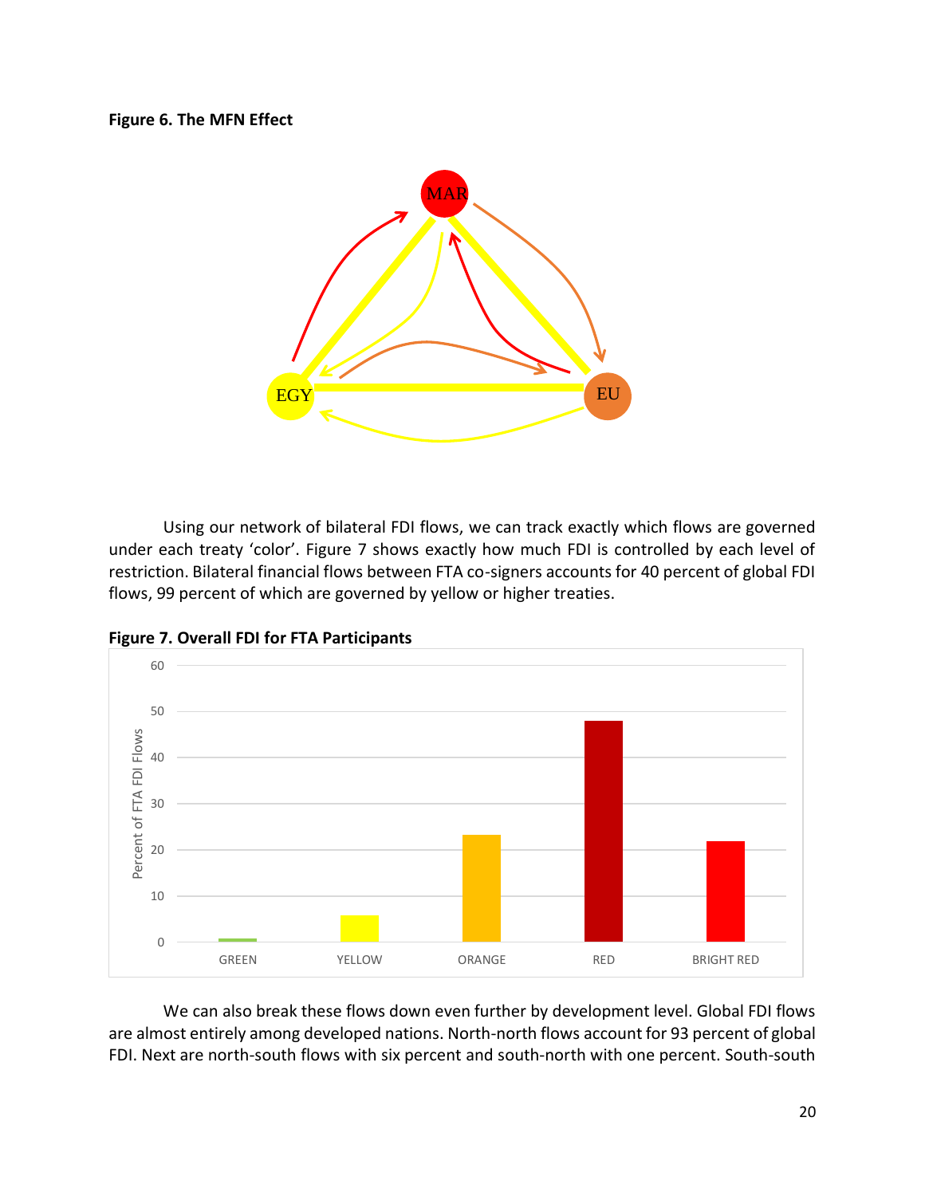**Figure 6. The MFN Effect**

Using our network of bilateral FDI flows, we can track exactly which flows are governed under each treaty 'color'. Figure 7 shows exactly how much FDI is controlled by each level of restriction. Bilateral financial flows between FTA co-signers accounts for 40 percent of global FDI flows, 99 percent of which are governed by yellow or higher treaties.

**Figure 7. Overall FDI for FTA Participants**

We can also break these flows down even further by development level. Global FDI flows are almost entirely among developed nations. North-north flows account for 93 percent of global FDI. Next are north-south flows with six percent and south-north with one percent. South-south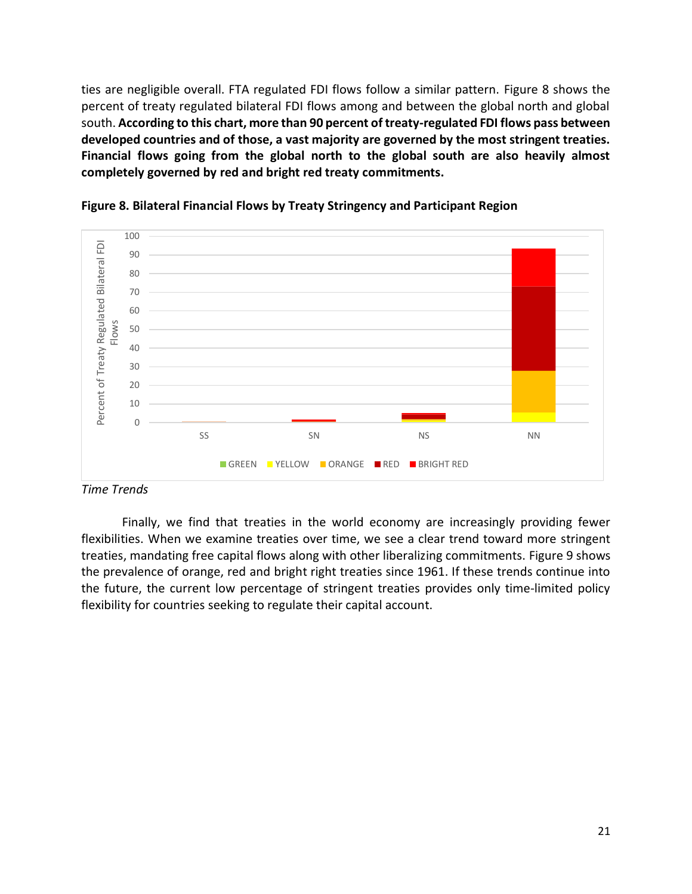ties are negligible overall. FTA regulated FDI flows follow a similar pattern. Figure 8 shows the percent of treaty regulated bilateral FDI flows among and between the global north and global south. **According to this chart, more than 90 percent of treaty-regulated FDI flows pass between developed countries and of those, a vast majority are governed by the most stringent treaties. Financial flows going from the global north to the global south are also heavily almost completely governed by red and bright red treaty commitments.**

**Figure 8. Bilateral Financial Flows by Treaty Stringency and Participant Region**

*Time Trends*

Finally, we find that treaties in the world economy are increasingly providing fewer flexibilities. When we examine treaties over time, we see a clear trend toward more stringent treaties, mandating free capital flows along with other liberalizing commitments. Figure 9 shows the prevalence of orange, red and bright right treaties since 1961. If these trends continue into the future, the current low percentage of stringent treaties provides only time-limited policy flexibility for countries seeking to regulate their capital account.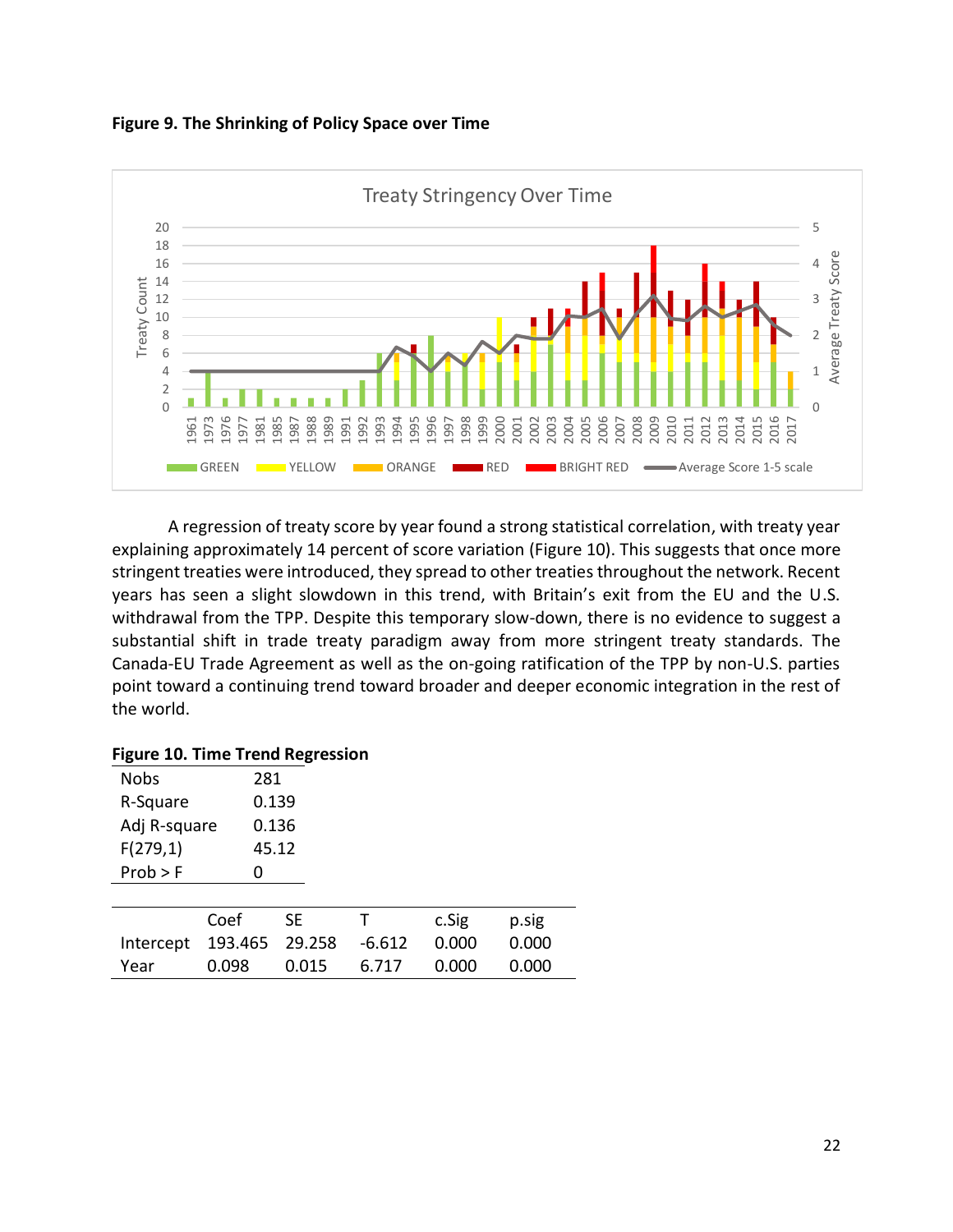**Figure 9. The Shrinking of Policy Space over Time**

A regression of treaty score by year found a strong statistical correlation, with treaty year explaining approximately 14 percent of score variation (Figure 10). This suggests that once more stringent treaties were introduced, they spread to other treaties throughout the network. Recent years has seen a slight slowdown in this trend, with Britain's exit from the EU and the U.S. withdrawal from the TPP. Despite this temporary slow-down, there is no evidence to suggest a substantial shift in trade treaty paradigm away from more stringent treaty standards. The Canada-EU Trade Agreement as well as the on-going ratification of the TPP by non-U.S. parties point toward a continuing trend toward broader and deeper economic integration in the rest of the world.

**Figure 10. Time Trend Regression**

| | |
|---|---|
| Nobs | 281 |
| R-Square | 0.139 |
| Adj R-square | 0.136 |
| F(279,1) | 45.12 |
| Prob > F | 0 |

| | Coef | SE | T | c.Sig | p.sig |
|---|---|---|---|---|---|
| Intercept | 193.465 | 29.258 | -6.612 | 0.000 | 0.000 |
| Year | 0.098 | 0.015 | 6.717 | 0.000 | 0.000 |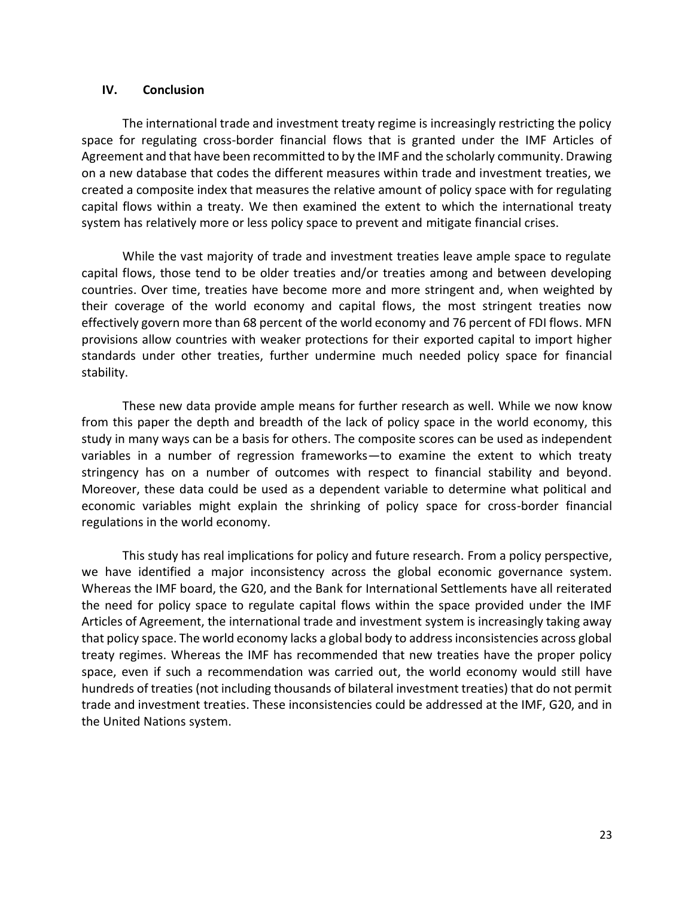## IV. Conclusion

The international trade and investment treaty regime is increasingly restricting the policy space for regulating cross-border financial flows that is granted under the IMF Articles of Agreement and that have been recommitted to by the IMF and the scholarly community. Drawing on a new database that codes the different measures within trade and investment treaties, we created a composite index that measures the relative amount of policy space with for regulating capital flows within a treaty. We then examined the extent to which the international treaty system has relatively more or less policy space to prevent and mitigate financial crises.

While the vast majority of trade and investment treaties leave ample space to regulate capital flows, those tend to be older treaties and/or treaties among and between developing countries. Over time, treaties have become more and more stringent and, when weighted by their coverage of the world economy and capital flows, the most stringent treaties now effectively govern more than 68 percent of the world economy and 76 percent of FDI flows. MFN provisions allow countries with weaker protections for their exported capital to import higher standards under other treaties, further undermine much needed policy space for financial stability.

These new data provide ample means for further research as well. While we now know from this paper the depth and breadth of the lack of policy space in the world economy, this study in many ways can be a basis for others. The composite scores can be used as independent variables in a number of regression frameworks—to examine the extent to which treaty stringency has on a number of outcomes with respect to financial stability and beyond. Moreover, these data could be used as a dependent variable to determine what political and economic variables might explain the shrinking of policy space for cross-border financial regulations in the world economy.

This study has real implications for policy and future research. From a policy perspective, we have identified a major inconsistency across the global economic governance system. Whereas the IMF board, the G20, and the Bank for International Settlements have all reiterated the need for policy space to regulate capital flows within the space provided under the IMF Articles of Agreement, the international trade and investment system is increasingly taking away that policy space. The world economy lacks a global body to address inconsistencies across global treaty regimes. Whereas the IMF has recommended that new treaties have the proper policy space, even if such a recommendation was carried out, the world economy would still have hundreds of treaties (not including thousands of bilateral investment treaties) that do not permit trade and investment treaties. These inconsistencies could be addressed at the IMF, G20, and in the United Nations system.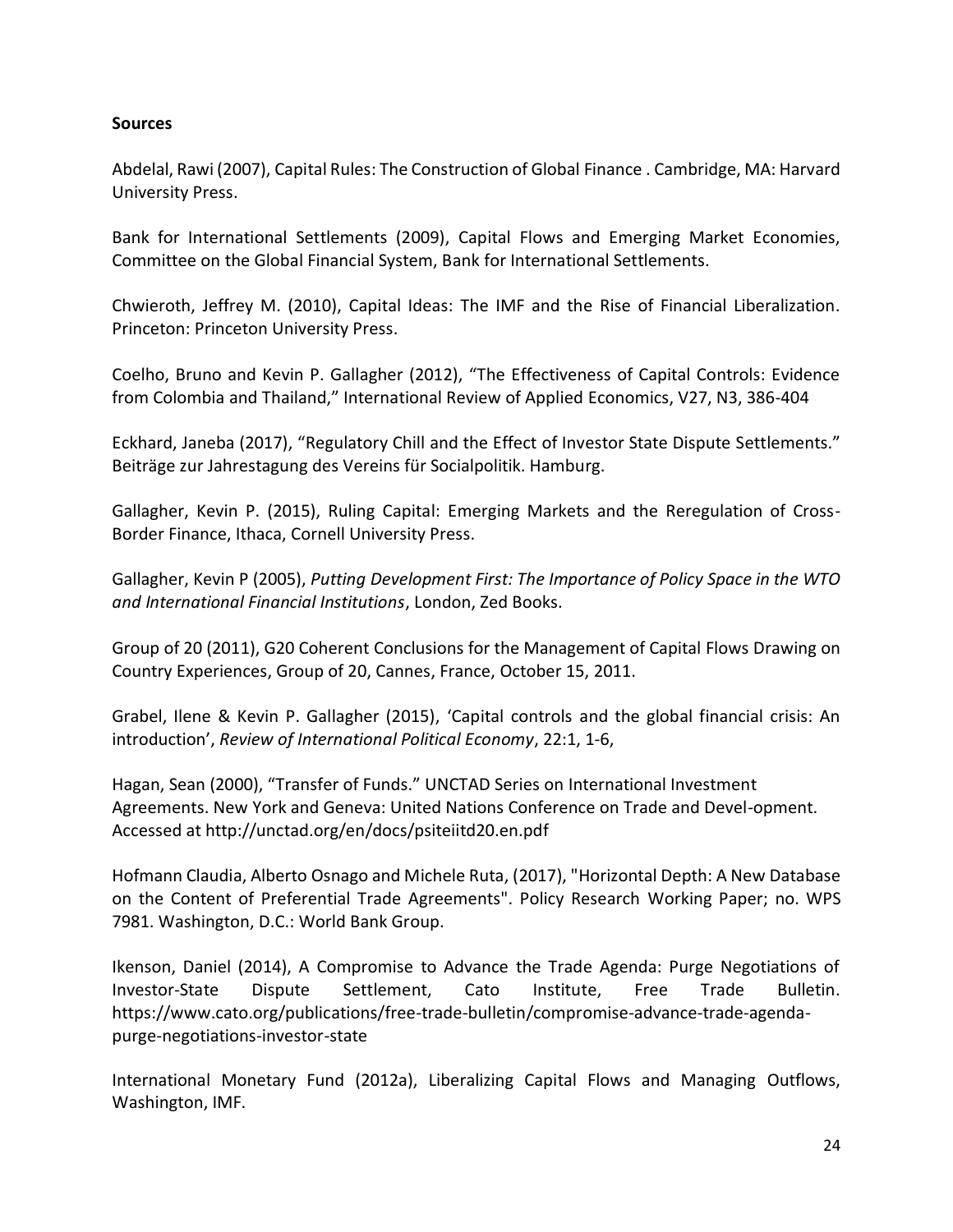**Sources**

Abdelal, Rawi (2007), Capital Rules: The Construction of Global Finance . Cambridge, MA: Harvard University Press.

Bank for International Settlements (2009), Capital Flows and Emerging Market Economies, Committee on the Global Financial System, Bank for International Settlements.

Chwieroth, Jeffrey M. (2010), Capital Ideas: The IMF and the Rise of Financial Liberalization. Princeton: Princeton University Press.

Coelho, Bruno and Kevin P. Gallagher (2012), "The Effectiveness of Capital Controls: Evidence from Colombia and Thailand," International Review of Applied Economics, V27, N3, 386-404

Eckhard, Janeba (2017), "Regulatory Chill and the Effect of Investor State Dispute Settlements." Beiträge zur Jahrestagung des Vereins für Socialpolitik. Hamburg.

Gallagher, Kevin P. (2015), Ruling Capital: Emerging Markets and the Reregulation of Cross-Border Finance, Ithaca, Cornell University Press.

Gallagher, Kevin P (2005), *Putting Development First: The Importance of Policy Space in the WTO and International Financial Institutions*, London, Zed Books.

Group of 20 (2011), G20 Coherent Conclusions for the Management of Capital Flows Drawing on Country Experiences, Group of 20, Cannes, France, October 15, 2011.

Grabel, Ilene & Kevin P. Gallagher (2015), 'Capital controls and the global financial crisis: An introduction', *Review of International Political Economy*, 22:1, 1-6,

Hagan, Sean (2000), "Transfer of Funds." UNCTAD Series on International Investment Agreements. New York and Geneva: United Nations Conference on Trade and Devel-opment. Accessed at http://unctad.org/en/docs/psiteiitd20.en.pdf

Hofmann Claudia, Alberto Osnago and Michele Ruta, (2017), "Horizontal Depth: A New Database on the Content of Preferential Trade Agreements". Policy Research Working Paper; no. WPS 7981. Washington, D.C.: World Bank Group.

Ikenson, Daniel (2014), A Compromise to Advance the Trade Agenda: Purge Negotiations of Investor-State Dispute Settlement, Cato Institute, Free Trade Bulletin. https://www.cato.org/publications/free-trade-bulletin/compromise-advance-trade-agenda-purge-negotiations-investor-state

International Monetary Fund (2012a), Liberalizing Capital Flows and Managing Outflows, Washington, IMF.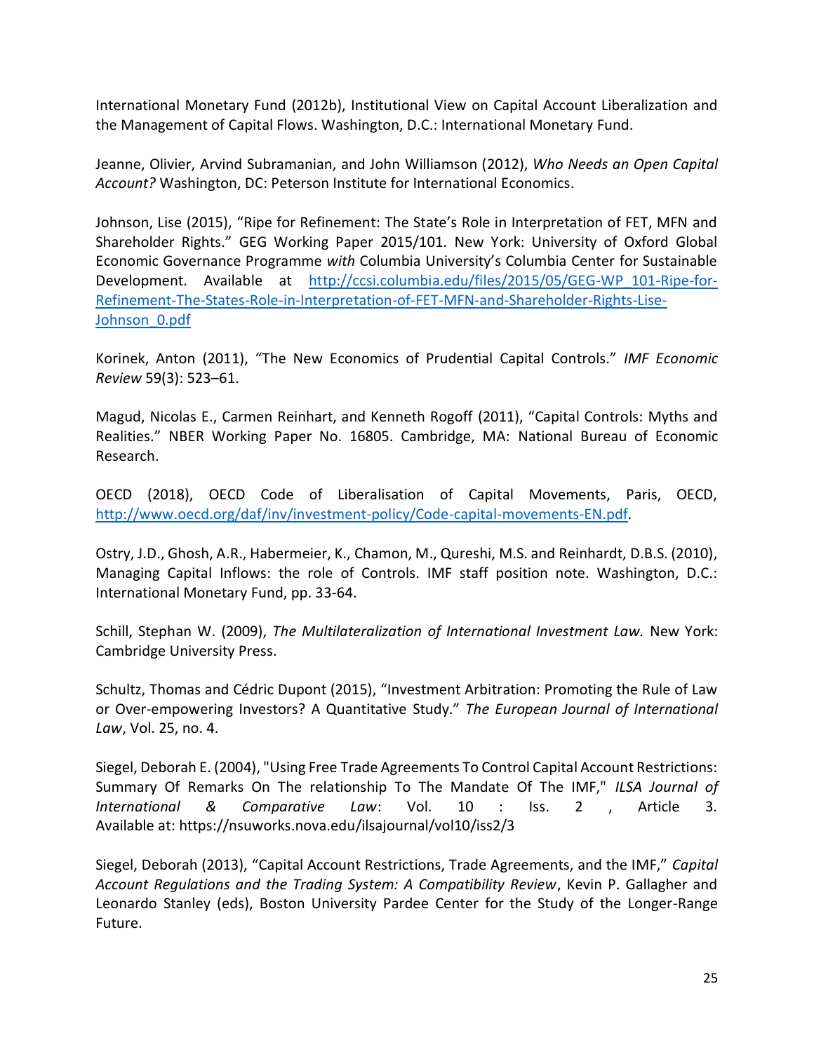International Monetary Fund (2012b), Institutional View on Capital Account Liberalization and the Management of Capital Flows. Washington, D.C.: International Monetary Fund.

Jeanne, Olivier, Arvind Subramanian, and John Williamson (2012), *Who Needs an Open Capital Account?* Washington, DC: Peterson Institute for International Economics.

Johnson, Lise (2015), "Ripe for Refinement: The State's Role in Interpretation of FET, MFN and Shareholder Rights." GEG Working Paper 2015/101. New York: University of Oxford Global Economic Governance Programme *with* Columbia University's Columbia Center for Sustainable Development. Available at [http://ccsi.columbia.edu/files/2015/05/GEG-WP_101-Ripe-for-Refinement-The-States-Role-in-Interpretation-of-FET-MFN-and-Shareholder-Rights-Lise-Johnson_0.pdf](http://ccsi.columbia.edu/files/2015/05/GEG-WP_101-Ripe-for-Refinement-The-States-Role-in-Interpretation-of-FET-MFN-and-Shareholder-Rights-Lise-Johnson_0.pdf)

Korinek, Anton (2011), "The New Economics of Prudential Capital Controls." *IMF Economic Review* 59(3): 523–61.

Magud, Nicolas E., Carmen Reinhart, and Kenneth Rogoff (2011), "Capital Controls: Myths and Realities." NBER Working Paper No. 16805. Cambridge, MA: National Bureau of Economic Research.

OECD (2018), OECD Code of Liberalisation of Capital Movements, Paris, OECD, [http://www.oecd.org/daf/inv/investment-policy/Code-capital-movements-EN.pdf](http://www.oecd.org/daf/inv/investment-policy/Code-capital-movements-EN.pdf).

Ostry, J.D., Ghosh, A.R., Habermeier, K., Chamon, M., Qureshi, M.S. and Reinhardt, D.B.S. (2010), Managing Capital Inflows: the role of Controls. IMF staff position note. Washington, D.C.: International Monetary Fund, pp. 33-64.

Schill, Stephan W. (2009), *The Multilateralization of International Investment Law.* New York: Cambridge University Press.

Schultz, Thomas and Cédric Dupont (2015), "Investment Arbitration: Promoting the Rule of Law or Over-empowering Investors? A Quantitative Study." *The European Journal of International Law*, Vol. 25, no. 4.

Siegel, Deborah E. (2004), "Using Free Trade Agreements To Control Capital Account Restrictions: Summary Of Remarks On The relationship To The Mandate Of The IMF," *ILSA Journal of International & Comparative Law*: Vol. 10 : Iss. 2 , Article 3. Available at: https://nsuworks.nova.edu/ilsajournal/vol10/iss2/3

Siegel, Deborah (2013), "Capital Account Restrictions, Trade Agreements, and the IMF," *Capital Account Regulations and the Trading System: A Compatibility Review*, Kevin P. Gallagher and Leonardo Stanley (eds), Boston University Pardee Center for the Study of the Longer-Range Future.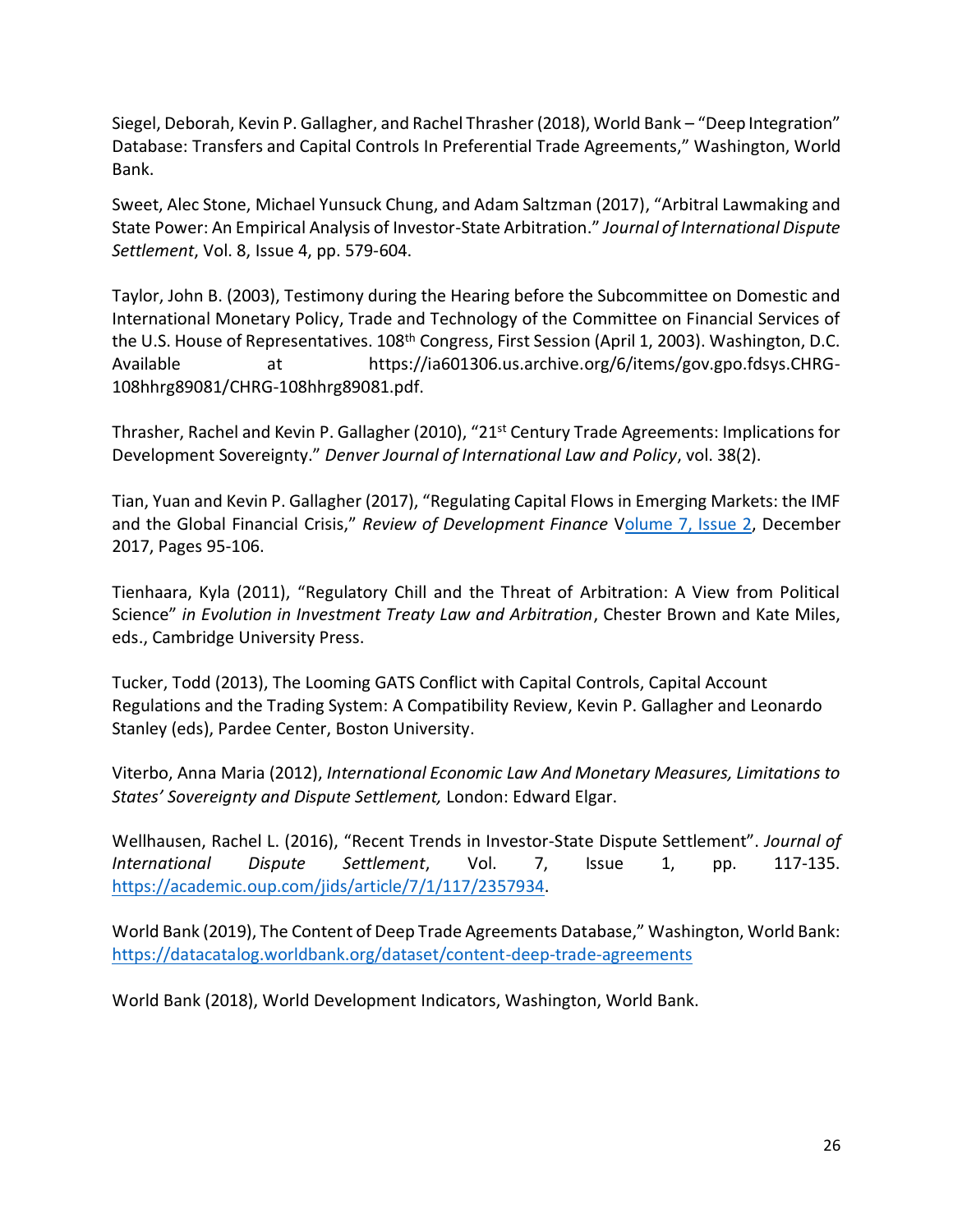Siegel, Deborah, Kevin P. Gallagher, and Rachel Thrasher (2018), World Bank – "Deep Integration" Database: Transfers and Capital Controls In Preferential Trade Agreements," Washington, World Bank.

Sweet, Alec Stone, Michael Yunsuck Chung, and Adam Saltzman (2017), "Arbitral Lawmaking and State Power: An Empirical Analysis of Investor-State Arbitration." *Journal of International Dispute Settlement*, Vol. 8, Issue 4, pp. 579-604.

Taylor, John B. (2003), Testimony during the Hearing before the Subcommittee on Domestic and International Monetary Policy, Trade and Technology of the Committee on Financial Services of the U.S. House of Representatives. 108th Congress, First Session (April 1, 2003). Washington, D.C. Available at https://ia601306.us.archive.org/6/items/gov.gpo.fdsys.CHRG-108hhrg89081/CHRG-108hhrg89081.pdf.

Thrasher, Rachel and Kevin P. Gallagher (2010), "21st Century Trade Agreements: Implications for Development Sovereignty." *Denver Journal of International Law and Policy*, vol. 38(2).

Tian, Yuan and Kevin P. Gallagher (2017), "Regulating Capital Flows in Emerging Markets: the IMF and the Global Financial Crisis," *Review of Development Finance* Volume 7, Issue 2, December 2017, Pages 95-106.

Tienhaara, Kyla (2011), "Regulatory Chill and the Threat of Arbitration: A View from Political Science" *in Evolution in Investment Treaty Law and Arbitration*, Chester Brown and Kate Miles, eds., Cambridge University Press.

Tucker, Todd (2013), The Looming GATS Conflict with Capital Controls, Capital Account Regulations and the Trading System: A Compatibility Review, Kevin P. Gallagher and Leonardo Stanley (eds), Pardee Center, Boston University.

Viterbo, Anna Maria (2012), *International Economic Law And Monetary Measures, Limitations to States' Sovereignty and Dispute Settlement,* London: Edward Elgar.

Wellhausen, Rachel L. (2016), "Recent Trends in Investor-State Dispute Settlement". *Journal of International Dispute Settlement*, Vol. 7, Issue 1, pp. 117-135. https://academic.oup.com/jids/article/7/1/117/2357934.

World Bank (2019), The Content of Deep Trade Agreements Database," Washington, World Bank: https://datacatalog.worldbank.org/dataset/content-deep-trade-agreements

World Bank (2018), World Development Indicators, Washington, World Bank.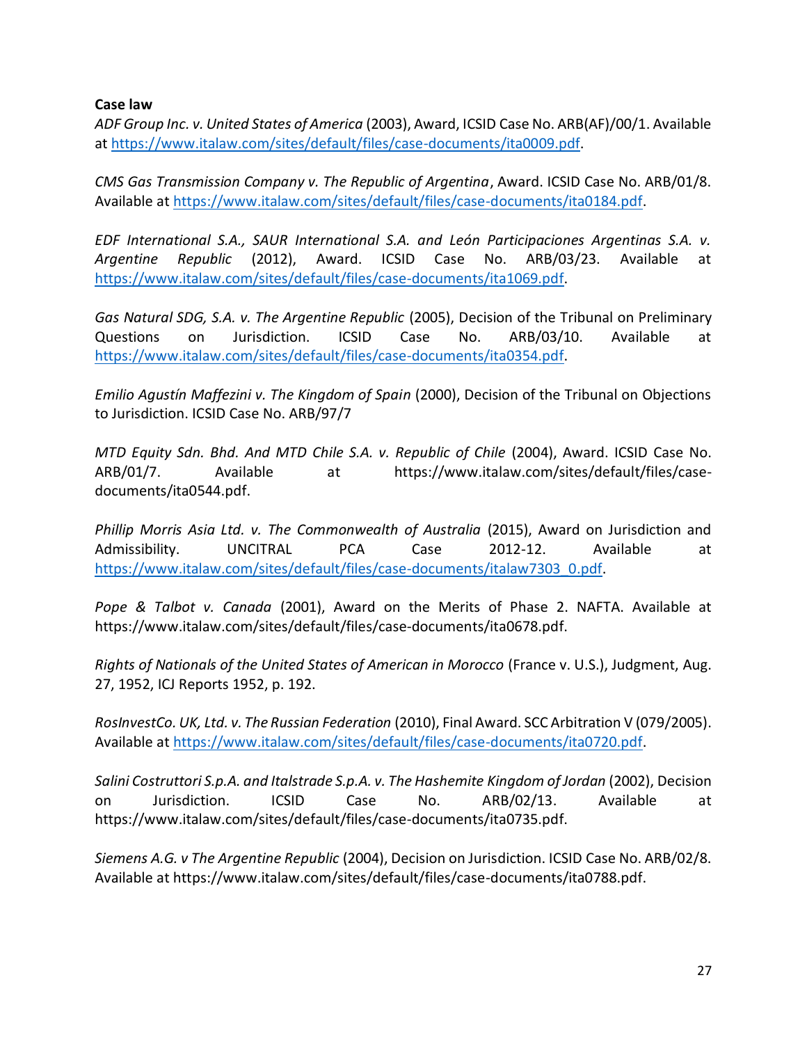**Case law**

*ADF Group Inc. v. United States of America* (2003), Award, ICSID Case No. ARB(AF)/00/1. Available at https://www.italaw.com/sites/default/files/case-documents/ita0009.pdf.

*CMS Gas Transmission Company v. The Republic of Argentina*, Award. ICSID Case No. ARB/01/8. Available at https://www.italaw.com/sites/default/files/case-documents/ita0184.pdf.

*EDF International S.A., SAUR International S.A. and León Participaciones Argentinas S.A. v. Argentine Republic* (2012), Award. ICSID Case No. ARB/03/23. Available at https://www.italaw.com/sites/default/files/case-documents/ita1069.pdf.

*Gas Natural SDG, S.A. v. The Argentine Republic* (2005), Decision of the Tribunal on Preliminary Questions on Jurisdiction. ICSID Case No. ARB/03/10. Available at https://www.italaw.com/sites/default/files/case-documents/ita0354.pdf.

*Emilio Agustín Maffezini v. The Kingdom of Spain* (2000), Decision of the Tribunal on Objections to Jurisdiction. ICSID Case No. ARB/97/7

*MTD Equity Sdn. Bhd. And MTD Chile S.A. v. Republic of Chile* (2004), Award. ICSID Case No. ARB/01/7. Available at https://www.italaw.com/sites/default/files/case-documents/ita0544.pdf.

*Phillip Morris Asia Ltd. v. The Commonwealth of Australia* (2015), Award on Jurisdiction and Admissibility. UNCITRAL PCA Case 2012-12. Available at https://www.italaw.com/sites/default/files/case-documents/italaw7303_0.pdf.

*Pope & Talbot v. Canada* (2001), Award on the Merits of Phase 2. NAFTA. Available at https://www.italaw.com/sites/default/files/case-documents/ita0678.pdf.

*Rights of Nationals of the United States of American in Morocco* (France v. U.S.), Judgment, Aug. 27, 1952, ICJ Reports 1952, p. 192.

*RosInvestCo. UK, Ltd. v. The Russian Federation* (2010), Final Award. SCC Arbitration V (079/2005). Available at https://www.italaw.com/sites/default/files/case-documents/ita0720.pdf.

*Salini Costruttori S.p.A. and Italstrade S.p.A. v. The Hashemite Kingdom of Jordan* (2002), Decision on Jurisdiction. ICSID Case No. ARB/02/13. Available at https://www.italaw.com/sites/default/files/case-documents/ita0735.pdf.

*Siemens A.G. v The Argentine Republic* (2004), Decision on Jurisdiction. ICSID Case No. ARB/02/8. Available at https://www.italaw.com/sites/default/files/case-documents/ita0788.pdf.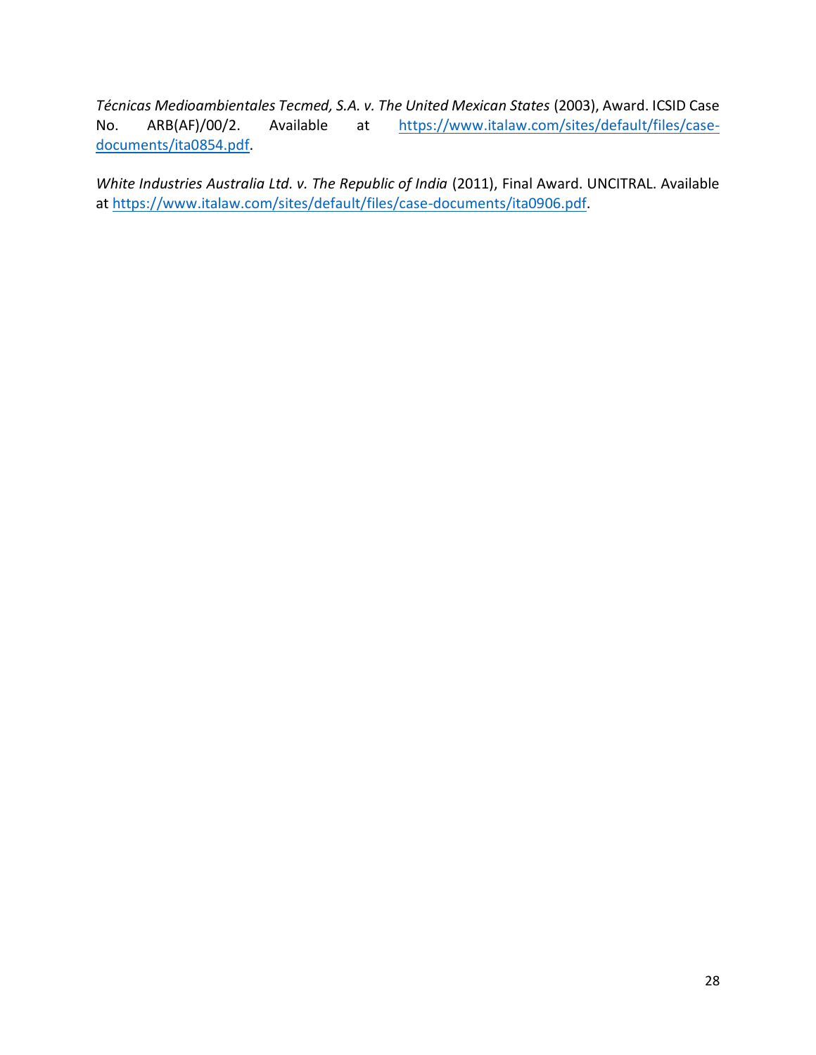*Técnicas Medioambientales Tecmed, S.A. v. The United Mexican States* (2003), Award. ICSID Case No. ARB(AF)/00/2. Available at https://www.italaw.com/sites/default/files/case-documents/ita0854.pdf.

*White Industries Australia Ltd. v. The Republic of India* (2011), Final Award. UNCITRAL. Available at https://www.italaw.com/sites/default/files/case-documents/ita0906.pdf.